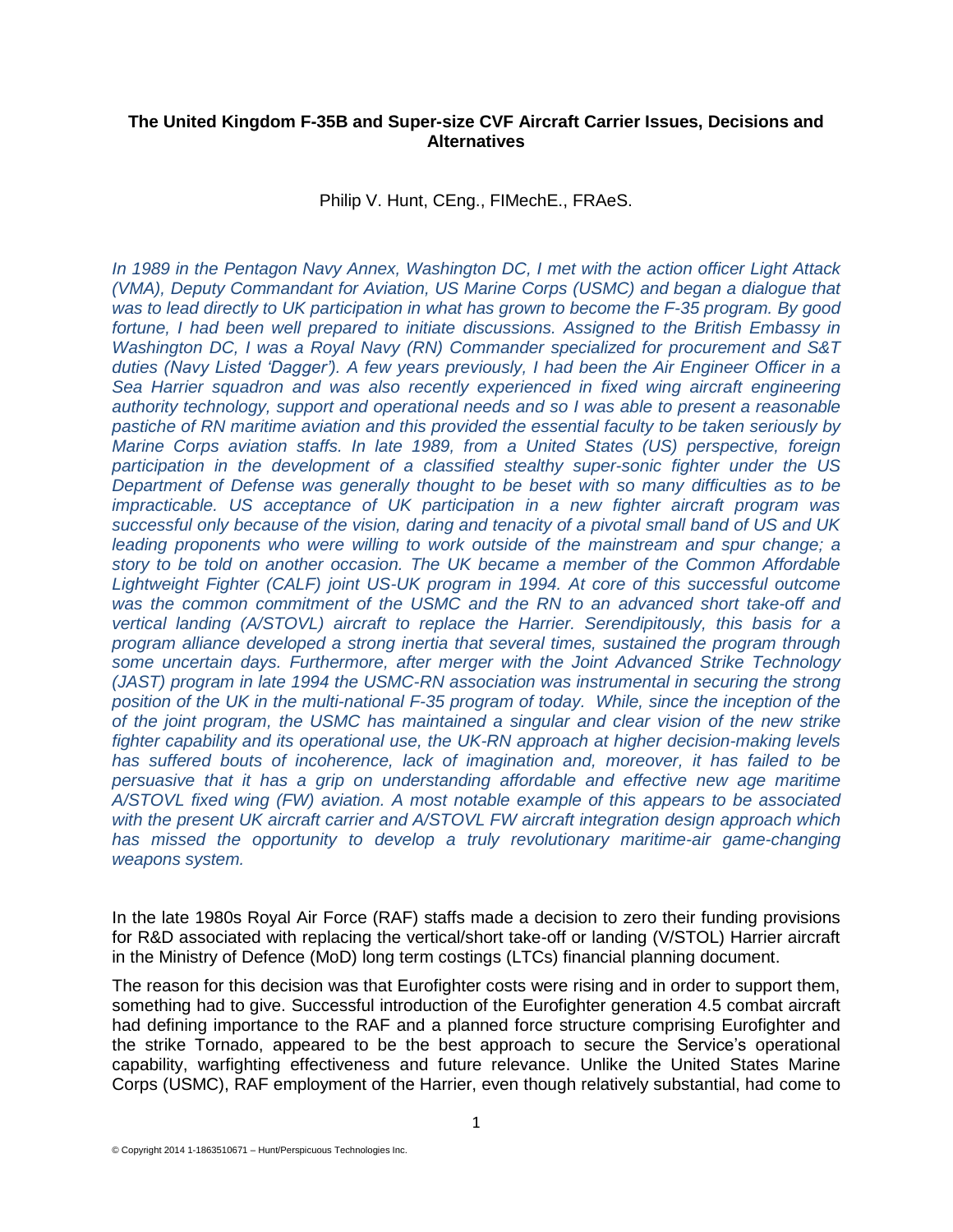**The United Kingdom F-35B and Super-size CVF Aircraft Carrier Issues, Decisions and Alternatives**

Philip V. Hunt, CEng., FIMechE., FRAeS.

*In 1989 in the Pentagon Navy Annex, Washington DC, I met with the action officer Light Attack (VMA), Deputy Commandant for Aviation, US Marine Corps (USMC) and began a dialogue that was to lead directly to UK participation in what has grown to become the F-35 program. By good fortune, I had been well prepared to initiate discussions. Assigned to the British Embassy in Washington DC, I was a Royal Navy (RN) Commander specialized for procurement and S&T duties (Navy Listed 'Dagger'). A few years previously, I had been the Air Engineer Officer in a Sea Harrier squadron and was also recently experienced in fixed wing aircraft engineering authority technology, support and operational needs and so I was able to present a reasonable pastiche of RN maritime aviation and this provided the essential faculty to be taken seriously by Marine Corps aviation staffs. In late 1989, from a United States (US) perspective, foreign participation in the development of a classified stealthy super-sonic fighter under the US Department of Defense was generally thought to be beset with so many difficulties as to be impracticable. US acceptance of UK participation in a new fighter aircraft program was successful only because of the vision, daring and tenacity of a pivotal small band of US and UK leading proponents who were willing to work outside of the mainstream and spur change; a story to be told on another occasion. The UK became a member of the Common Affordable Lightweight Fighter (CALF) joint US-UK program in 1994. At core of this successful outcome was the common commitment of the USMC and the RN to an advanced short take-off and vertical landing (A/STOVL) aircraft to replace the Harrier. Serendipitously, this basis for a program alliance developed a strong inertia that several times, sustained the program through some uncertain days. Furthermore, after merger with the Joint Advanced Strike Technology (JAST) program in late 1994 the USMC-RN association was instrumental in securing the strong position of the UK in the multi-national F-35 program of today. While, since the inception of the of the joint program, the USMC has maintained a singular and clear vision of the new strike fighter capability and its operational use, the UK-RN approach at higher decision-making levels has suffered bouts of incoherence, lack of imagination and, moreover, it has failed to be persuasive that it has a grip on understanding affordable and effective new age maritime A/STOVL fixed wing (FW) aviation. A most notable example of this appears to be associated with the present UK aircraft carrier and A/STOVL FW aircraft integration design approach which has missed the opportunity to develop a truly revolutionary maritime-air game-changing weapons system.*

In the late 1980s Royal Air Force (RAF) staffs made a decision to zero their funding provisions for R&D associated with replacing the vertical/short take-off or landing (V/STOL) Harrier aircraft in the Ministry of Defence (MoD) long term costings (LTCs) financial planning document.

The reason for this decision was that Eurofighter costs were rising and in order to support them, something had to give. Successful introduction of the Eurofighter generation 4.5 combat aircraft had defining importance to the RAF and a planned force structure comprising Eurofighter and the strike Tornado, appeared to be the best approach to secure the Service's operational capability, warfighting effectiveness and future relevance. Unlike the United States Marine Corps (USMC), RAF employment of the Harrier, even though relatively substantial, had come to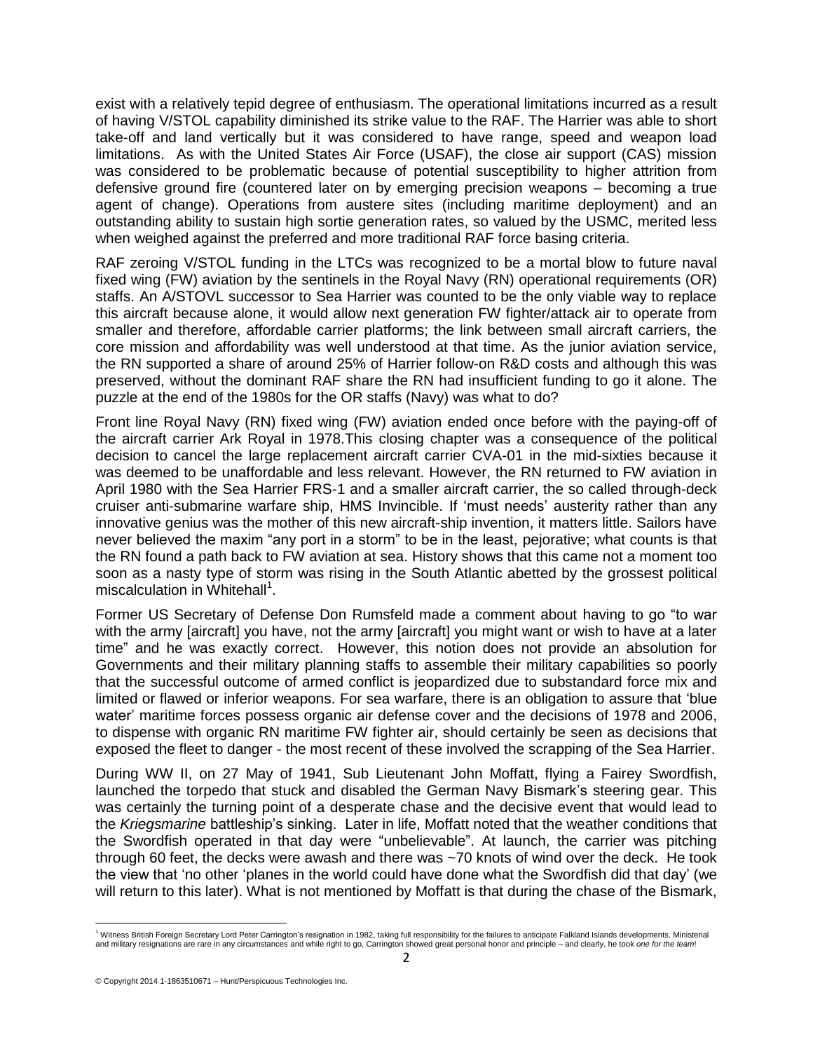exist with a relatively tepid degree of enthusiasm. The operational limitations incurred as a result of having V/STOL capability diminished its strike value to the RAF. The Harrier was able to short take-off and land vertically but it was considered to have range, speed and weapon load limitations. As with the United States Air Force (USAF), the close air support (CAS) mission was considered to be problematic because of potential susceptibility to higher attrition from defensive ground fire (countered later on by emerging precision weapons – becoming a true agent of change). Operations from austere sites (including maritime deployment) and an outstanding ability to sustain high sortie generation rates, so valued by the USMC, merited less when weighed against the preferred and more traditional RAF force basing criteria.

RAF zeroing V/STOL funding in the LTCs was recognized to be a mortal blow to future naval fixed wing (FW) aviation by the sentinels in the Royal Navy (RN) operational requirements (OR) staffs. An A/STOVL successor to Sea Harrier was counted to be the only viable way to replace this aircraft because alone, it would allow next generation FW fighter/attack air to operate from smaller and therefore, affordable carrier platforms; the link between small aircraft carriers, the core mission and affordability was well understood at that time. As the junior aviation service, the RN supported a share of around 25% of Harrier follow-on R&D costs and although this was preserved, without the dominant RAF share the RN had insufficient funding to go it alone. The puzzle at the end of the 1980s for the OR staffs (Navy) was what to do?

Front line Royal Navy (RN) fixed wing (FW) aviation ended once before with the paying-off of the aircraft carrier Ark Royal in 1978.This closing chapter was a consequence of the political decision to cancel the large replacement aircraft carrier CVA-01 in the mid-sixties because it was deemed to be unaffordable and less relevant. However, the RN returned to FW aviation in April 1980 with the Sea Harrier FRS-1 and a smaller aircraft carrier, the so called through-deck cruiser anti-submarine warfare ship, HMS Invincible. If 'must needs' austerity rather than any innovative genius was the mother of this new aircraft-ship invention, it matters little. Sailors have never believed the maxim "any port in a storm" to be in the least, pejorative; what counts is that the RN found a path back to FW aviation at sea. History shows that this came not a moment too soon as a nasty type of storm was rising in the South Atlantic abetted by the grossest political miscalculation in Whitehall[1].

Former US Secretary of Defense Don Rumsfeld made a comment about having to go "to war with the army [aircraft] you have, not the army [aircraft] you might want or wish to have at a later time" and he was exactly correct. However, this notion does not provide an absolution for Governments and their military planning staffs to assemble their military capabilities so poorly that the successful outcome of armed conflict is jeopardized due to substandard force mix and limited or flawed or inferior weapons. For sea warfare, there is an obligation to assure that 'blue water' maritime forces possess organic air defense cover and the decisions of 1978 and 2006, to dispense with organic RN maritime FW fighter air, should certainly be seen as decisions that exposed the fleet to danger - the most recent of these involved the scrapping of the Sea Harrier.

During WW II, on 27 May of 1941, Sub Lieutenant John Moffatt, flying a Fairey Swordfish, launched the torpedo that stuck and disabled the German Navy Bismark's steering gear. This was certainly the turning point of a desperate chase and the decisive event that would lead to the *Kriegsmarine* battleship's sinking. Later in life, Moffatt noted that the weather conditions that the Swordfish operated in that day were "unbelievable". At launch, the carrier was pitching through 60 feet, the decks were awash and there was ~70 knots of wind over the deck. He took the view that 'no other 'planes in the world could have done what the Swordfish did that day' (we will return to this later). What is not mentioned by Moffatt is that during the chase of the Bismark,

[1] Witness British Foreign Secretary Lord Peter Carrington's resignation in 1982, taking full responsibility for the failures to anticipate Falkland Islands developments. Ministerial and military resignations are rare in any circumstances and while right to go, Carrington showed great personal honor and principle – and clearly, he took *one for the team*!

© Copyright 2014 1-1863510671 – Hunt/Perspicuous Technologies Inc.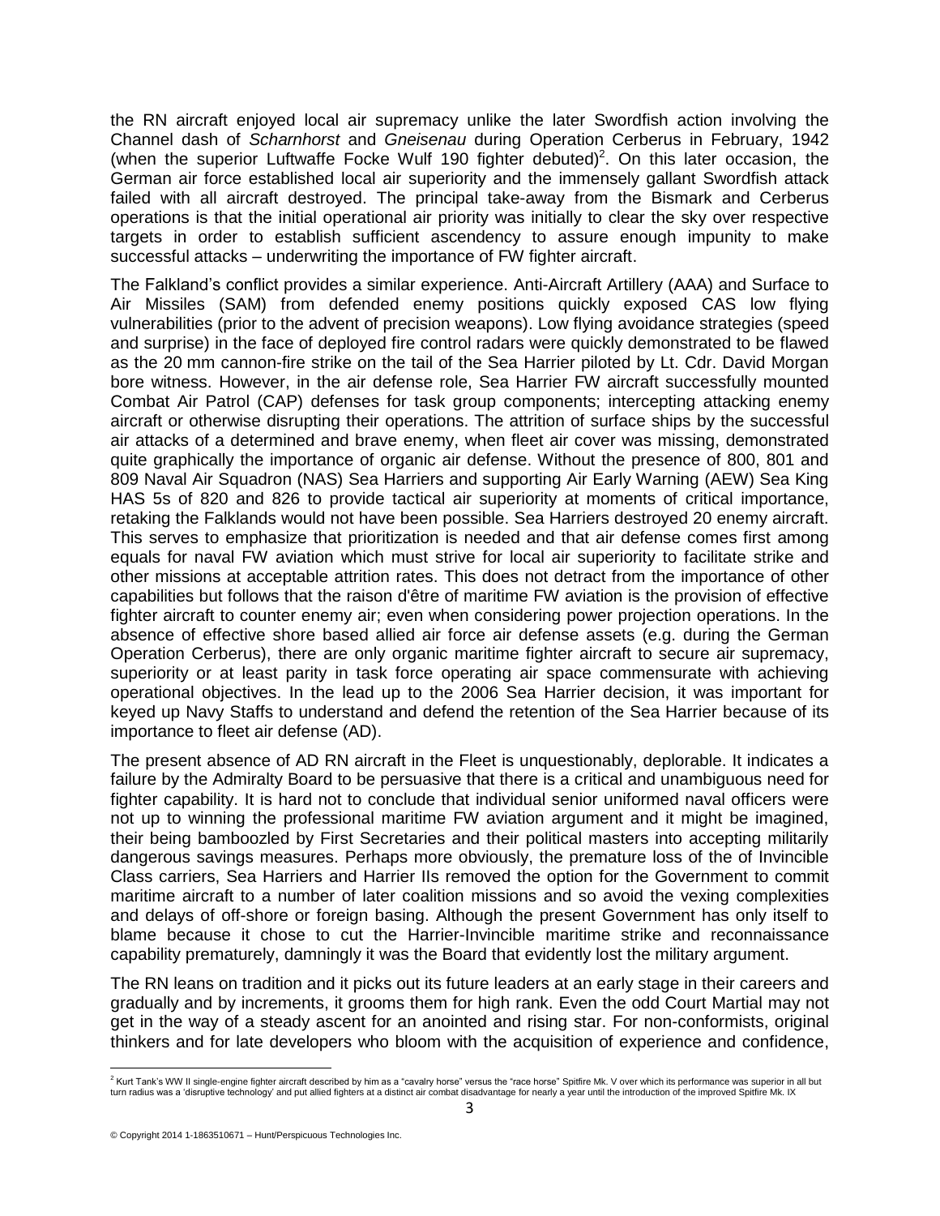the RN aircraft enjoyed local air supremacy unlike the later Swordfish action involving the Channel dash of *Scharnhorst* and *Gneisenau* during Operation Cerberus in February, 1942 (when the superior Luftwaffe Focke Wulf 190 fighter debuted)[2]. On this later occasion, the German air force established local air superiority and the immensely gallant Swordfish attack failed with all aircraft destroyed. The principal take-away from the Bismark and Cerberus operations is that the initial operational air priority was initially to clear the sky over respective targets in order to establish sufficient ascendency to assure enough impunity to make successful attacks – underwriting the importance of FW fighter aircraft.

The Falkland's conflict provides a similar experience. Anti-Aircraft Artillery (AAA) and Surface to Air Missiles (SAM) from defended enemy positions quickly exposed CAS low flying vulnerabilities (prior to the advent of precision weapons). Low flying avoidance strategies (speed and surprise) in the face of deployed fire control radars were quickly demonstrated to be flawed as the 20 mm cannon-fire strike on the tail of the Sea Harrier piloted by Lt. Cdr. David Morgan bore witness. However, in the air defense role, Sea Harrier FW aircraft successfully mounted Combat Air Patrol (CAP) defenses for task group components; intercepting attacking enemy aircraft or otherwise disrupting their operations. The attrition of surface ships by the successful air attacks of a determined and brave enemy, when fleet air cover was missing, demonstrated quite graphically the importance of organic air defense. Without the presence of 800, 801 and 809 Naval Air Squadron (NAS) Sea Harriers and supporting Air Early Warning (AEW) Sea King HAS 5s of 820 and 826 to provide tactical air superiority at moments of critical importance, retaking the Falklands would not have been possible. Sea Harriers destroyed 20 enemy aircraft. This serves to emphasize that prioritization is needed and that air defense comes first among equals for naval FW aviation which must strive for local air superiority to facilitate strike and other missions at acceptable attrition rates. This does not detract from the importance of other capabilities but follows that the raison d'être of maritime FW aviation is the provision of effective fighter aircraft to counter enemy air; even when considering power projection operations. In the absence of effective shore based allied air force air defense assets (e.g. during the German Operation Cerberus), there are only organic maritime fighter aircraft to secure air supremacy, superiority or at least parity in task force operating air space commensurate with achieving operational objectives. In the lead up to the 2006 Sea Harrier decision, it was important for keyed up Navy Staffs to understand and defend the retention of the Sea Harrier because of its importance to fleet air defense (AD).

The present absence of AD RN aircraft in the Fleet is unquestionably, deplorable. It indicates a failure by the Admiralty Board to be persuasive that there is a critical and unambiguous need for fighter capability. It is hard not to conclude that individual senior uniformed naval officers were not up to winning the professional maritime FW aviation argument and it might be imagined, their being bamboozled by First Secretaries and their political masters into accepting militarily dangerous savings measures. Perhaps more obviously, the premature loss of the of Invincible Class carriers, Sea Harriers and Harrier IIs removed the option for the Government to commit maritime aircraft to a number of later coalition missions and so avoid the vexing complexities and delays of off-shore or foreign basing. Although the present Government has only itself to blame because it chose to cut the Harrier-Invincible maritime strike and reconnaissance capability prematurely, damningly it was the Board that evidently lost the military argument.

The RN leans on tradition and it picks out its future leaders at an early stage in their careers and gradually and by increments, it grooms them for high rank. Even the odd Court Martial may not get in the way of a steady ascent for an anointed and rising star. For non-conformists, original thinkers and for late developers who bloom with the acquisition of experience and confidence,

---

[2] Kurt Tank's WW II single-engine fighter aircraft described by him as a "cavalry horse" versus the "race horse" Spitfire Mk. V over which its performance was superior in all but turn radius was a 'disruptive technology' and put allied fighters at a distinct air combat disadvantage for nearly a year until the introduction of the improved Spitfire Mk. IX

© Copyright 2014 1-1863510671 – Hunt/Perspicuous Technologies Inc.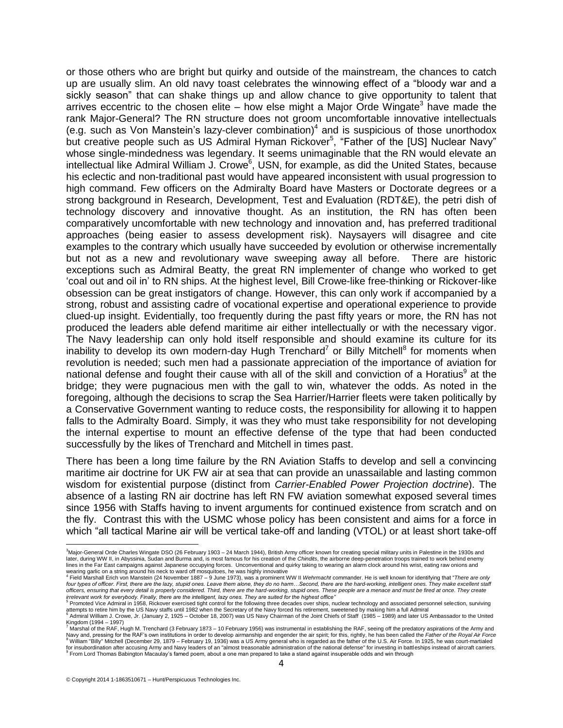or those others who are bright but quirky and outside of the mainstream, the chances to catch up are usually slim. An old navy toast celebrates the winnowing effect of a "bloody war and a sickly season" that can shake things up and allow chance to give opportunity to talent that arrives eccentric to the chosen elite – how else might a Major Orde Wingate[3] have made the rank Major-General? The RN structure does not groom uncomfortable innovative intellectuals (e.g. such as Von Manstein's lazy-clever combination)[4] and is suspicious of those unorthodox but creative people such as US Admiral Hyman Rickover[5], "Father of the [US] Nuclear Navy" whose single-mindedness was legendary. It seems unimaginable that the RN would elevate an intellectual like Admiral William J. Crowe[6], USN, for example, as did the United States, because his eclectic and non-traditional past would have appeared inconsistent with usual progression to high command. Few officers on the Admiralty Board have Masters or Doctorate degrees or a strong background in Research, Development, Test and Evaluation (RDT&E), the petri dish of technology discovery and innovative thought. As an institution, the RN has often been comparatively uncomfortable with new technology and innovation and, has preferred traditional approaches (being easier to assess development risk). Naysayers will disagree and cite examples to the contrary which usually have succeeded by evolution or otherwise incrementally but not as a new and revolutionary wave sweeping away all before. There are historic exceptions such as Admiral Beatty, the great RN implementer of change who worked to get 'coal out and oil in' to RN ships. At the highest level, Bill Crowe-like free-thinking or Rickover-like obsession can be great instigators of change. However, this can only work if accompanied by a strong, robust and assisting cadre of vocational expertise and operational experience to provide clued-up insight. Evidentially, too frequently during the past fifty years or more, the RN has not produced the leaders able defend maritime air either intellectually or with the necessary vigor. The Navy leadership can only hold itself responsible and should examine its culture for its inability to develop its own modern-day Hugh Trenchard[7] or Billy Mitchell[8] for moments when revolution is needed; such men had a passionate appreciation of the importance of aviation for national defense and fought their cause with all of the skill and conviction of a Horatius[9] at the bridge; they were pugnacious men with the gall to win, whatever the odds. As noted in the foregoing, although the decisions to scrap the Sea Harrier/Harrier fleets were taken politically by a Conservative Government wanting to reduce costs, the responsibility for allowing it to happen falls to the Admiralty Board. Simply, it was they who must take responsibility for not developing the internal expertise to mount an effective defense of the type that had been conducted successfully by the likes of Trenchard and Mitchell in times past.

There has been a long time failure by the RN Aviation Staffs to develop and sell a convincing maritime air doctrine for UK FW air at sea that can provide an unassailable and lasting common wisdom for existential purpose (distinct from *Carrier-Enabled Power Projection doctrine*). The absence of a lasting RN air doctrine has left RN FW aviation somewhat exposed several times since 1956 with Staffs having to invent arguments for continued existence from scratch and on the fly. Contrast this with the USMC whose policy has been consistent and aims for a force in which "all tactical Marine air will be vertical take-off and landing (VTOL) or at least short take-off

---

[3] Major-General Orde Charles Wingate DSO (26 February 1903 – 24 March 1944), British Army officer known for creating special military units in Palestine in the 1930s and later, during WW II, in Abyssinia, Sudan and Burma and, is most famous for his creation of the *Chindits*, the airborne deep-penetration troops trained to work behind enemy lines in the Far East campaigns against Japanese occupying forces. Unconventional and quirky taking to wearing an alarm clock around his wrist, eating raw onions and wearing garlic on a string around his neck to ward off mosquitoes, he was highly innovative

[4] Field Marshall Erich von Manstein (24 November 1887 – 9 June 1973), was a prominent WW II *Wehrmacht* commander. He is well known for identifying that "*There are only four types of officer. First, there are the lazy, stupid ones. Leave them alone, they do no harm…Second, there are the hard-working, intelligent ones. They make excellent staff officers, ensuring that every detail is properly considered. Third, there are the hard-working, stupid ones. These people are a menace and must be fired at once. They create irrelevant work for everybody. Finally, there are the intelligent, lazy ones. They are suited for the highest office*"

[5] Promoted Vice Admiral in 1958, Rickover exercised tight control for the following three decades over ships, nuclear technology and associated personnel selection, surviving attempts to retire him by the US Navy staffs until 1982 when the Secretary of the Navy forced his retirement, sweetened by making him a full Admiral

[6] Admiral William J. Crowe, Jr. (January 2, 1925 – October 18, 2007) was US Navy Chairman of the Joint Chiefs of Staff (1985 – 1989) and later US Ambassador to the United Kingdom (1994 – 1997)

[7] Marshal of the RAF, Hugh M. Trenchard (3 February 1873 – 10 February 1956) was instrumental in establishing the RAF, seeing off the predatory aspirations of the Army and Navy and, pressing for the RAF's own institutions in order to develop airmanship and engender the air spirit; for this, rightly, he has been called the *Father of the Royal Air Force*

[8] William "Billy" Mitchell (December 29, 1879 – February 19, 1936) was a US Army general who is regarded as the father of the U.S. Air Force. In 1925, he was court-martialed for insubordination after accusing Army and Navy leaders of an "almost treasonable administration of the national defense" for investing in battleships instead of aircraft carriers.

[9] From Lord Thomas Babington Macaulay's famed poem, about a one man prepared to take a stand against insuperable odds and win through

© Copyright 2014 1-1863510671 – Hunt/Perspicuous Technologies Inc.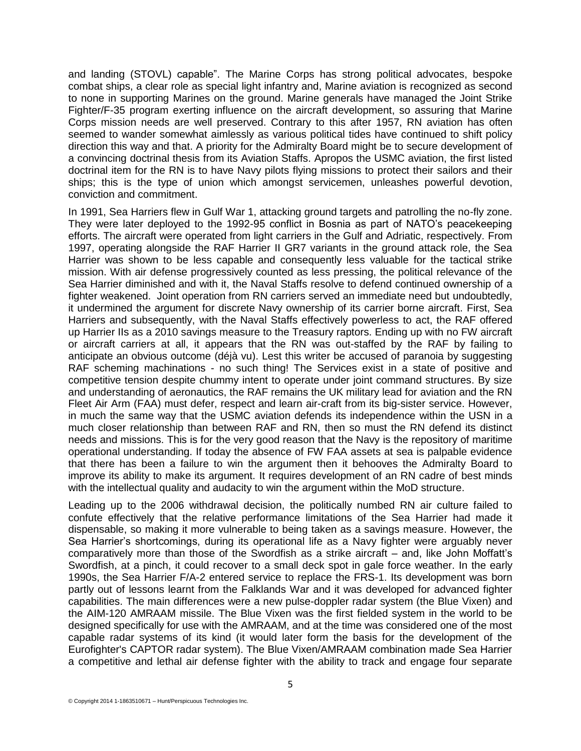and landing (STOVL) capable". The Marine Corps has strong political advocates, bespoke combat ships, a clear role as special light infantry and, Marine aviation is recognized as second to none in supporting Marines on the ground. Marine generals have managed the Joint Strike Fighter/F-35 program exerting influence on the aircraft development, so assuring that Marine Corps mission needs are well preserved. Contrary to this after 1957, RN aviation has often seemed to wander somewhat aimlessly as various political tides have continued to shift policy direction this way and that. A priority for the Admiralty Board might be to secure development of a convincing doctrinal thesis from its Aviation Staffs. Apropos the USMC aviation, the first listed doctrinal item for the RN is to have Navy pilots flying missions to protect their sailors and their ships; this is the type of union which amongst servicemen, unleashes powerful devotion, conviction and commitment.

In 1991, Sea Harriers flew in Gulf War 1, attacking ground targets and patrolling the no-fly zone. They were later deployed to the 1992-95 conflict in Bosnia as part of NATO's peacekeeping efforts. The aircraft were operated from light carriers in the Gulf and Adriatic, respectively. From 1997, operating alongside the RAF Harrier II GR7 variants in the ground attack role, the Sea Harrier was shown to be less capable and consequently less valuable for the tactical strike mission. With air defense progressively counted as less pressing, the political relevance of the Sea Harrier diminished and with it, the Naval Staffs resolve to defend continued ownership of a fighter weakened. Joint operation from RN carriers served an immediate need but undoubtedly, it undermined the argument for discrete Navy ownership of its carrier borne aircraft. First, Sea Harriers and subsequently, with the Naval Staffs effectively powerless to act, the RAF offered up Harrier IIs as a 2010 savings measure to the Treasury raptors. Ending up with no FW aircraft or aircraft carriers at all, it appears that the RN was out-staffed by the RAF by failing to anticipate an obvious outcome (déjà vu). Lest this writer be accused of paranoia by suggesting RAF scheming machinations - no such thing! The Services exist in a state of positive and competitive tension despite chummy intent to operate under joint command structures. By size and understanding of aeronautics, the RAF remains the UK military lead for aviation and the RN Fleet Air Arm (FAA) must defer, respect and learn air-craft from its big-sister service. However, in much the same way that the USMC aviation defends its independence within the USN in a much closer relationship than between RAF and RN, then so must the RN defend its distinct needs and missions. This is for the very good reason that the Navy is the repository of maritime operational understanding. If today the absence of FW FAA assets at sea is palpable evidence that there has been a failure to win the argument then it behooves the Admiralty Board to improve its ability to make its argument. It requires development of an RN cadre of best minds with the intellectual quality and audacity to win the argument within the MoD structure.

Leading up to the 2006 withdrawal decision, the politically numbed RN air culture failed to confute effectively that the relative performance limitations of the Sea Harrier had made it dispensable, so making it more vulnerable to being taken as a savings measure. However, the Sea Harrier's shortcomings, during its operational life as a Navy fighter were arguably never comparatively more than those of the Swordfish as a strike aircraft – and, like John Moffatt's Swordfish, at a pinch, it could recover to a small deck spot in gale force weather. In the early 1990s, the Sea Harrier F/A-2 entered service to replace the FRS-1. Its development was born partly out of lessons learnt from the Falklands War and it was developed for advanced fighter capabilities. The main differences were a new pulse-doppler radar system (the Blue Vixen) and the AIM-120 AMRAAM missile. The Blue Vixen was the first fielded system in the world to be designed specifically for use with the AMRAAM, and at the time was considered one of the most capable radar systems of its kind (it would later form the basis for the development of the Eurofighter's CAPTOR radar system). The Blue Vixen/AMRAAM combination made Sea Harrier a competitive and lethal air defense fighter with the ability to track and engage four separate

© Copyright 2014 1-1863510671 – Hunt/Perspicuous Technologies Inc.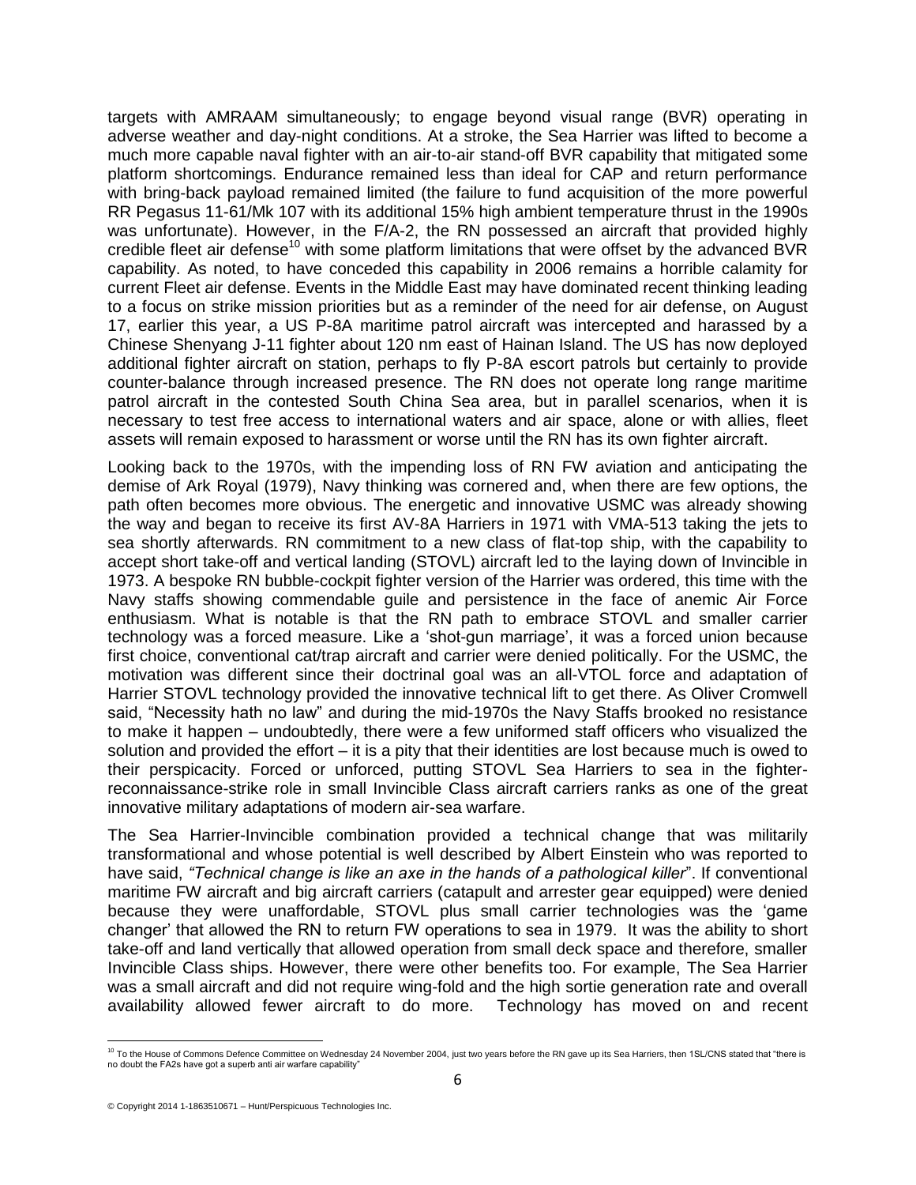targets with AMRAAM simultaneously; to engage beyond visual range (BVR) operating in adverse weather and day-night conditions. At a stroke, the Sea Harrier was lifted to become a much more capable naval fighter with an air-to-air stand-off BVR capability that mitigated some platform shortcomings. Endurance remained less than ideal for CAP and return performance with bring-back payload remained limited (the failure to fund acquisition of the more powerful RR Pegasus 11-61/Mk 107 with its additional 15% high ambient temperature thrust in the 1990s was unfortunate). However, in the F/A-2, the RN possessed an aircraft that provided highly credible fleet air defense[10] with some platform limitations that were offset by the advanced BVR capability. As noted, to have conceded this capability in 2006 remains a horrible calamity for current Fleet air defense. Events in the Middle East may have dominated recent thinking leading to a focus on strike mission priorities but as a reminder of the need for air defense, on August 17, earlier this year, a US P-8A maritime patrol aircraft was intercepted and harassed by a Chinese Shenyang J-11 fighter about 120 nm east of Hainan Island. The US has now deployed additional fighter aircraft on station, perhaps to fly P-8A escort patrols but certainly to provide counter-balance through increased presence. The RN does not operate long range maritime patrol aircraft in the contested South China Sea area, but in parallel scenarios, when it is necessary to test free access to international waters and air space, alone or with allies, fleet assets will remain exposed to harassment or worse until the RN has its own fighter aircraft.

Looking back to the 1970s, with the impending loss of RN FW aviation and anticipating the demise of Ark Royal (1979), Navy thinking was cornered and, when there are few options, the path often becomes more obvious. The energetic and innovative USMC was already showing the way and began to receive its first AV-8A Harriers in 1971 with VMA-513 taking the jets to sea shortly afterwards. RN commitment to a new class of flat-top ship, with the capability to accept short take-off and vertical landing (STOVL) aircraft led to the laying down of Invincible in 1973. A bespoke RN bubble-cockpit fighter version of the Harrier was ordered, this time with the Navy staffs showing commendable guile and persistence in the face of anemic Air Force enthusiasm. What is notable is that the RN path to embrace STOVL and smaller carrier technology was a forced measure. Like a 'shot-gun marriage', it was a forced union because first choice, conventional cat/trap aircraft and carrier were denied politically. For the USMC, the motivation was different since their doctrinal goal was an all-VTOL force and adaptation of Harrier STOVL technology provided the innovative technical lift to get there. As Oliver Cromwell said, "Necessity hath no law" and during the mid-1970s the Navy Staffs brooked no resistance to make it happen – undoubtedly, there were a few uniformed staff officers who visualized the solution and provided the effort – it is a pity that their identities are lost because much is owed to their perspicacity. Forced or unforced, putting STOVL Sea Harriers to sea in the fighter-reconnaissance-strike role in small Invincible Class aircraft carriers ranks as one of the great innovative military adaptations of modern air-sea warfare.

The Sea Harrier-Invincible combination provided a technical change that was militarily transformational and whose potential is well described by Albert Einstein who was reported to have said, *"Technical change is like an axe in the hands of a pathological killer*". If conventional maritime FW aircraft and big aircraft carriers (catapult and arrester gear equipped) were denied because they were unaffordable, STOVL plus small carrier technologies was the 'game changer' that allowed the RN to return FW operations to sea in 1979. It was the ability to short take-off and land vertically that allowed operation from small deck space and therefore, smaller Invincible Class ships. However, there were other benefits too. For example, The Sea Harrier was a small aircraft and did not require wing-fold and the high sortie generation rate and overall availability allowed fewer aircraft to do more. Technology has moved on and recent

---

[10] To the House of Commons Defence Committee on Wednesday 24 November 2004, just two years before the RN gave up its Sea Harriers, then 1SL/CNS stated that "there is no doubt the FA2s have got a superb anti air warfare capability"

© Copyright 2014 1-1863510671 – Hunt/Perspicuous Technologies Inc.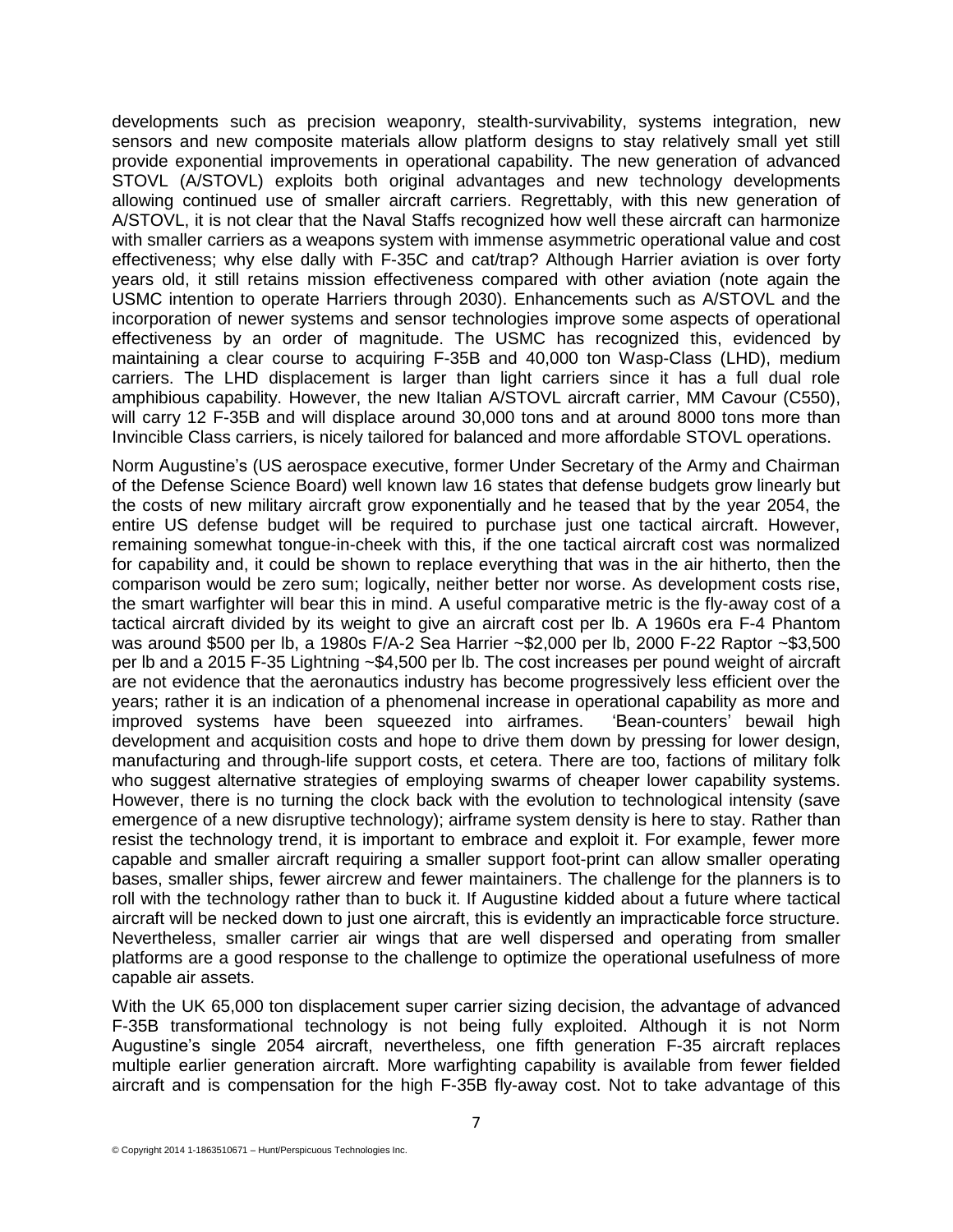developments such as precision weaponry, stealth-survivability, systems integration, new sensors and new composite materials allow platform designs to stay relatively small yet still provide exponential improvements in operational capability. The new generation of advanced STOVL (A/STOVL) exploits both original advantages and new technology developments allowing continued use of smaller aircraft carriers. Regrettably, with this new generation of A/STOVL, it is not clear that the Naval Staffs recognized how well these aircraft can harmonize with smaller carriers as a weapons system with immense asymmetric operational value and cost effectiveness; why else dally with F-35C and cat/trap? Although Harrier aviation is over forty years old, it still retains mission effectiveness compared with other aviation (note again the USMC intention to operate Harriers through 2030). Enhancements such as A/STOVL and the incorporation of newer systems and sensor technologies improve some aspects of operational effectiveness by an order of magnitude. The USMC has recognized this, evidenced by maintaining a clear course to acquiring F-35B and 40,000 ton Wasp-Class (LHD), medium carriers. The LHD displacement is larger than light carriers since it has a full dual role amphibious capability. However, the new Italian A/STOVL aircraft carrier, MM Cavour (C550), will carry 12 F-35B and will displace around 30,000 tons and at around 8000 tons more than Invincible Class carriers, is nicely tailored for balanced and more affordable STOVL operations.

Norm Augustine's (US aerospace executive, former Under Secretary of the Army and Chairman of the Defense Science Board) well known law 16 states that defense budgets grow linearly but the costs of new military aircraft grow exponentially and he teased that by the year 2054, the entire US defense budget will be required to purchase just one tactical aircraft. However, remaining somewhat tongue-in-cheek with this, if the one tactical aircraft cost was normalized for capability and, it could be shown to replace everything that was in the air hitherto, then the comparison would be zero sum; logically, neither better nor worse. As development costs rise, the smart warfighter will bear this in mind. A useful comparative metric is the fly-away cost of a tactical aircraft divided by its weight to give an aircraft cost per lb. A 1960s era F-4 Phantom was around \$500 per lb, a 1980s F/A-2 Sea Harrier ~\$2,000 per lb, 2000 F-22 Raptor ~\$3,500 per lb and a 2015 F-35 Lightning ~\$4,500 per lb. The cost increases per pound weight of aircraft are not evidence that the aeronautics industry has become progressively less efficient over the years; rather it is an indication of a phenomenal increase in operational capability as more and improved systems have been squeezed into airframes. 'Bean-counters' bewail high development and acquisition costs and hope to drive them down by pressing for lower design, manufacturing and through-life support costs, et cetera. There are too, factions of military folk who suggest alternative strategies of employing swarms of cheaper lower capability systems. However, there is no turning the clock back with the evolution to technological intensity (save emergence of a new disruptive technology); airframe system density is here to stay. Rather than resist the technology trend, it is important to embrace and exploit it. For example, fewer more capable and smaller aircraft requiring a smaller support foot-print can allow smaller operating bases, smaller ships, fewer aircrew and fewer maintainers. The challenge for the planners is to roll with the technology rather than to buck it. If Augustine kidded about a future where tactical aircraft will be necked down to just one aircraft, this is evidently an impracticable force structure. Nevertheless, smaller carrier air wings that are well dispersed and operating from smaller platforms are a good response to the challenge to optimize the operational usefulness of more capable air assets.

With the UK 65,000 ton displacement super carrier sizing decision, the advantage of advanced F-35B transformational technology is not being fully exploited. Although it is not Norm Augustine's single 2054 aircraft, nevertheless, one fifth generation F-35 aircraft replaces multiple earlier generation aircraft. More warfighting capability is available from fewer fielded aircraft and is compensation for the high F-35B fly-away cost. Not to take advantage of this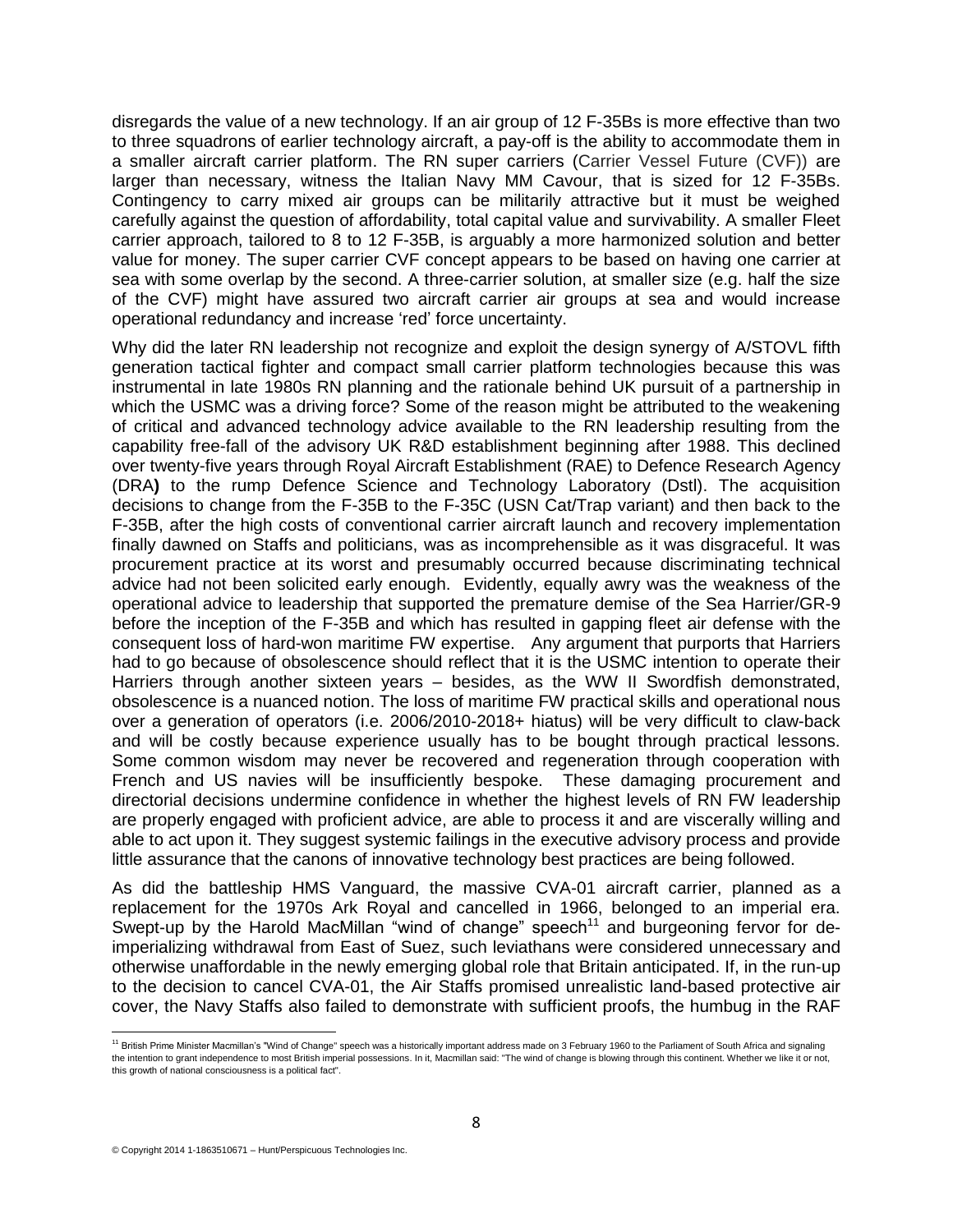disregards the value of a new technology. If an air group of 12 F-35Bs is more effective than two to three squadrons of earlier technology aircraft, a pay-off is the ability to accommodate them in a smaller aircraft carrier platform. The RN super carriers (Carrier Vessel Future (CVF)) are larger than necessary, witness the Italian Navy MM Cavour, that is sized for 12 F-35Bs. Contingency to carry mixed air groups can be militarily attractive but it must be weighed carefully against the question of affordability, total capital value and survivability. A smaller Fleet carrier approach, tailored to 8 to 12 F-35B, is arguably a more harmonized solution and better value for money. The super carrier CVF concept appears to be based on having one carrier at sea with some overlap by the second. A three-carrier solution, at smaller size (e.g. half the size of the CVF) might have assured two aircraft carrier air groups at sea and would increase operational redundancy and increase 'red' force uncertainty.

Why did the later RN leadership not recognize and exploit the design synergy of A/STOVL fifth generation tactical fighter and compact small carrier platform technologies because this was instrumental in late 1980s RN planning and the rationale behind UK pursuit of a partnership in which the USMC was a driving force? Some of the reason might be attributed to the weakening of critical and advanced technology advice available to the RN leadership resulting from the capability free-fall of the advisory UK R&D establishment beginning after 1988. This declined over twenty-five years through Royal Aircraft Establishment (RAE) to Defence Research Agency (DRA**)** to the rump Defence Science and Technology Laboratory (Dstl). The acquisition decisions to change from the F-35B to the F-35C (USN Cat/Trap variant) and then back to the F-35B, after the high costs of conventional carrier aircraft launch and recovery implementation finally dawned on Staffs and politicians, was as incomprehensible as it was disgraceful. It was procurement practice at its worst and presumably occurred because discriminating technical advice had not been solicited early enough. Evidently, equally awry was the weakness of the operational advice to leadership that supported the premature demise of the Sea Harrier/GR-9 before the inception of the F-35B and which has resulted in gapping fleet air defense with the consequent loss of hard-won maritime FW expertise. Any argument that purports that Harriers had to go because of obsolescence should reflect that it is the USMC intention to operate their Harriers through another sixteen years – besides, as the WW II Swordfish demonstrated, obsolescence is a nuanced notion. The loss of maritime FW practical skills and operational nous over a generation of operators (i.e. 2006/2010-2018+ hiatus) will be very difficult to claw-back and will be costly because experience usually has to be bought through practical lessons. Some common wisdom may never be recovered and regeneration through cooperation with French and US navies will be insufficiently bespoke. These damaging procurement and directorial decisions undermine confidence in whether the highest levels of RN FW leadership are properly engaged with proficient advice, are able to process it and are viscerally willing and able to act upon it. They suggest systemic failings in the executive advisory process and provide little assurance that the canons of innovative technology best practices are being followed.

As did the battleship HMS Vanguard, the massive CVA-01 aircraft carrier, planned as a replacement for the 1970s Ark Royal and cancelled in 1966, belonged to an imperial era. Swept-up by the Harold MacMillan "wind of change" speech[11] and burgeoning fervor for de-imperializing withdrawal from East of Suez, such leviathans were considered unnecessary and otherwise unaffordable in the newly emerging global role that Britain anticipated. If, in the run-up to the decision to cancel CVA-01, the Air Staffs promised unrealistic land-based protective air cover, the Navy Staffs also failed to demonstrate with sufficient proofs, the humbug in the RAF

[11] British Prime Minister Macmillan's "Wind of Change" speech was a historically important address made on 3 February 1960 to the Parliament of South Africa and signaling the intention to grant independence to most British imperial possessions. In it, Macmillan said: "The wind of change is blowing through this continent. Whether we like it or not, this growth of national consciousness is a political fact".

© Copyright 2014 1-1863510671 – Hunt/Perspicuous Technologies Inc.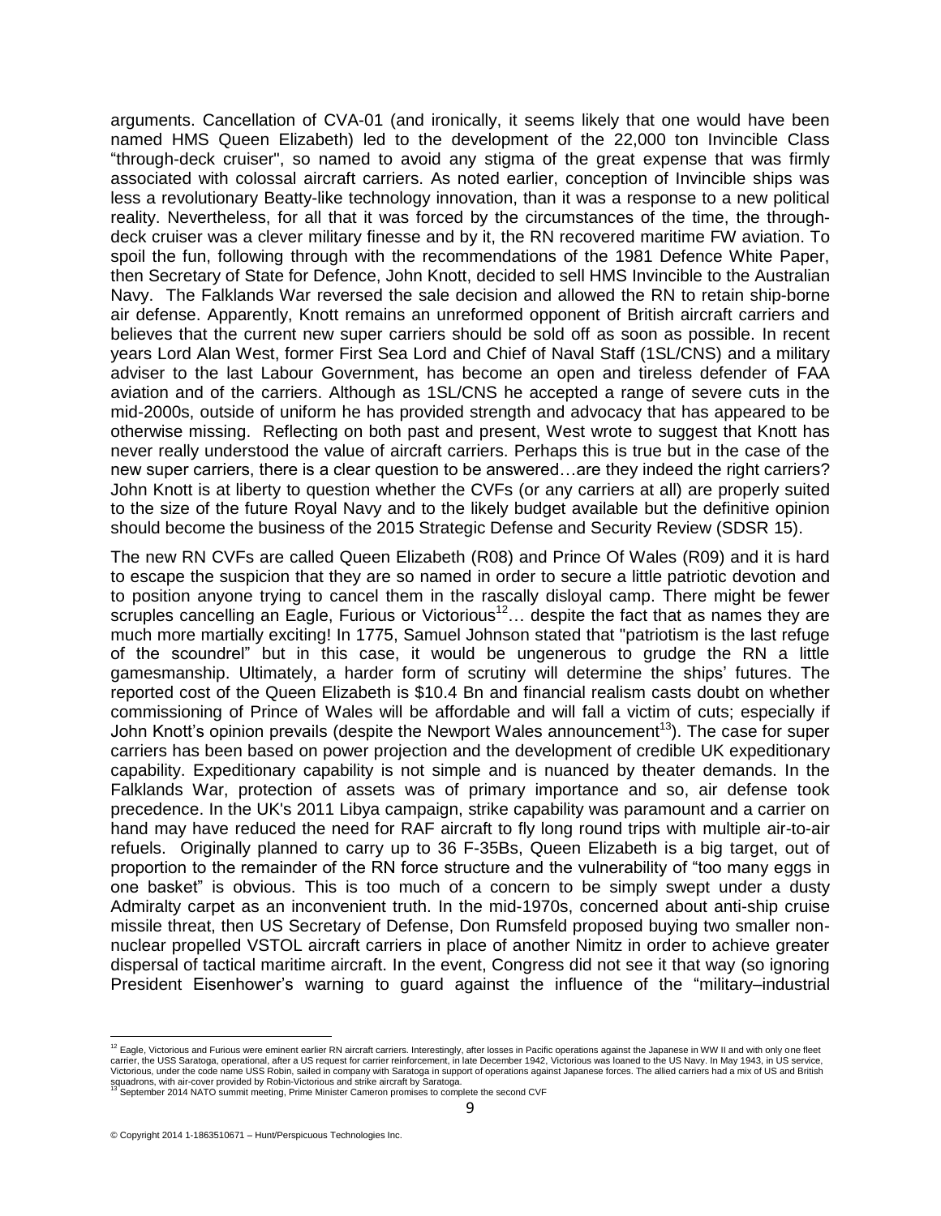arguments. Cancellation of CVA-01 (and ironically, it seems likely that one would have been named HMS Queen Elizabeth) led to the development of the 22,000 ton Invincible Class "through-deck cruiser", so named to avoid any stigma of the great expense that was firmly associated with colossal aircraft carriers. As noted earlier, conception of Invincible ships was less a revolutionary Beatty-like technology innovation, than it was a response to a new political reality. Nevertheless, for all that it was forced by the circumstances of the time, the through-deck cruiser was a clever military finesse and by it, the RN recovered maritime FW aviation. To spoil the fun, following through with the recommendations of the 1981 Defence White Paper, then Secretary of State for Defence, John Knott, decided to sell HMS Invincible to the Australian Navy. The Falklands War reversed the sale decision and allowed the RN to retain ship-borne air defense. Apparently, Knott remains an unreformed opponent of British aircraft carriers and believes that the current new super carriers should be sold off as soon as possible. In recent years Lord Alan West, former First Sea Lord and Chief of Naval Staff (1SL/CNS) and a military adviser to the last Labour Government, has become an open and tireless defender of FAA aviation and of the carriers. Although as 1SL/CNS he accepted a range of severe cuts in the mid-2000s, outside of uniform he has provided strength and advocacy that has appeared to be otherwise missing. Reflecting on both past and present, West wrote to suggest that Knott has never really understood the value of aircraft carriers. Perhaps this is true but in the case of the new super carriers, there is a clear question to be answered…are they indeed the right carriers? John Knott is at liberty to question whether the CVFs (or any carriers at all) are properly suited to the size of the future Royal Navy and to the likely budget available but the definitive opinion should become the business of the 2015 Strategic Defense and Security Review (SDSR 15).

The new RN CVFs are called Queen Elizabeth (R08) and Prince Of Wales (R09) and it is hard to escape the suspicion that they are so named in order to secure a little patriotic devotion and to position anyone trying to cancel them in the rascally disloyal camp. There might be fewer scruples cancelling an Eagle, Furious or Victorious[12]… despite the fact that as names they are much more martially exciting! In 1775, Samuel Johnson stated that "patriotism is the last refuge of the scoundrel" but in this case, it would be ungenerous to grudge the RN a little gamesmanship. Ultimately, a harder form of scrutiny will determine the ships' futures. The reported cost of the Queen Elizabeth is \$10.4 Bn and financial realism casts doubt on whether commissioning of Prince of Wales will be affordable and will fall a victim of cuts; especially if John Knott's opinion prevails (despite the Newport Wales announcement[13]). The case for super carriers has been based on power projection and the development of credible UK expeditionary capability. Expeditionary capability is not simple and is nuanced by theater demands. In the Falklands War, protection of assets was of primary importance and so, air defense took precedence. In the UK's 2011 Libya campaign, strike capability was paramount and a carrier on hand may have reduced the need for RAF aircraft to fly long round trips with multiple air-to-air refuels. Originally planned to carry up to 36 F-35Bs, Queen Elizabeth is a big target, out of proportion to the remainder of the RN force structure and the vulnerability of "too many eggs in one basket" is obvious. This is too much of a concern to be simply swept under a dusty Admiralty carpet as an inconvenient truth. In the mid-1970s, concerned about anti-ship cruise missile threat, then US Secretary of Defense, Don Rumsfeld proposed buying two smaller non-nuclear propelled VSTOL aircraft carriers in place of another Nimitz in order to achieve greater dispersal of tactical maritime aircraft. In the event, Congress did not see it that way (so ignoring President Eisenhower's warning to guard against the influence of the "military–industrial

---

[12] Eagle, Victorious and Furious were eminent earlier RN aircraft carriers. Interestingly, after losses in Pacific operations against the Japanese in WW II and with only one fleet carrier, the USS Saratoga, operational, after a US request for carrier reinforcement, in late December 1942, Victorious was loaned to the US Navy. In May 1943, in US service, Victorious, under the code name USS Robin, sailed in company with Saratoga in support of operations against Japanese forces. The allied carriers had a mix of US and British squadrons, with air-cover provided by Robin-Victorious and strike aircraft by Saratoga.

[13] September 2014 NATO summit meeting, Prime Minister Cameron promises to complete the second CVF

© Copyright 2014 1-1863510671 – Hunt/Perspicuous Technologies Inc.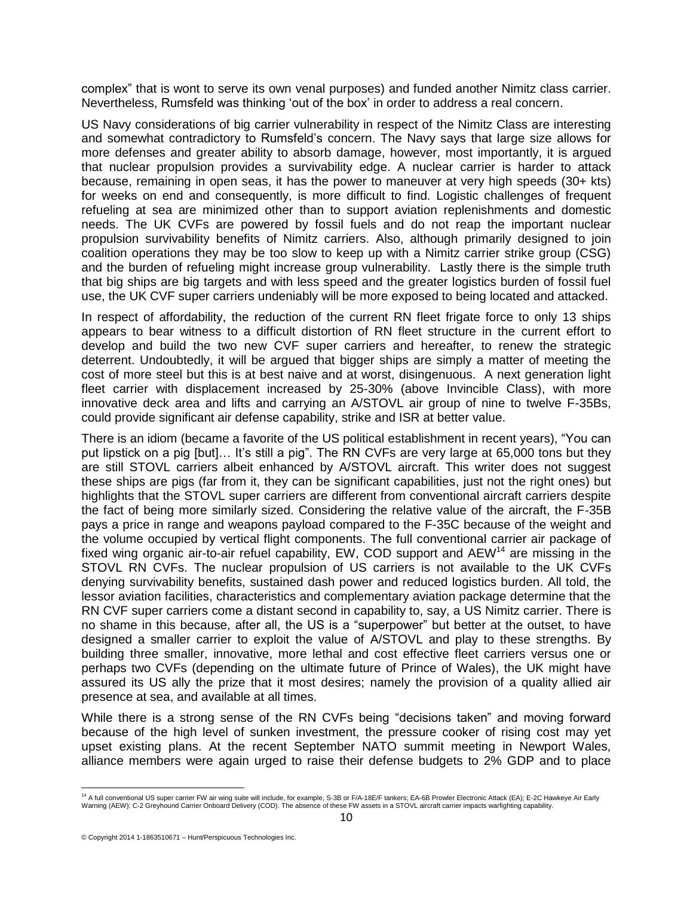complex" that is wont to serve its own venal purposes) and funded another Nimitz class carrier. Nevertheless, Rumsfeld was thinking 'out of the box' in order to address a real concern.

US Navy considerations of big carrier vulnerability in respect of the Nimitz Class are interesting and somewhat contradictory to Rumsfeld's concern. The Navy says that large size allows for more defenses and greater ability to absorb damage, however, most importantly, it is argued that nuclear propulsion provides a survivability edge. A nuclear carrier is harder to attack because, remaining in open seas, it has the power to maneuver at very high speeds (30+ kts) for weeks on end and consequently, is more difficult to find. Logistic challenges of frequent refueling at sea are minimized other than to support aviation replenishments and domestic needs. The UK CVFs are powered by fossil fuels and do not reap the important nuclear propulsion survivability benefits of Nimitz carriers. Also, although primarily designed to join coalition operations they may be too slow to keep up with a Nimitz carrier strike group (CSG) and the burden of refueling might increase group vulnerability. Lastly there is the simple truth that big ships are big targets and with less speed and the greater logistics burden of fossil fuel use, the UK CVF super carriers undeniably will be more exposed to being located and attacked.

In respect of affordability, the reduction of the current RN fleet frigate force to only 13 ships appears to bear witness to a difficult distortion of RN fleet structure in the current effort to develop and build the two new CVF super carriers and hereafter, to renew the strategic deterrent. Undoubtedly, it will be argued that bigger ships are simply a matter of meeting the cost of more steel but this is at best naive and at worst, disingenuous. A next generation light fleet carrier with displacement increased by 25-30% (above Invincible Class), with more innovative deck area and lifts and carrying an A/STOVL air group of nine to twelve F-35Bs, could provide significant air defense capability, strike and ISR at better value.

There is an idiom (became a favorite of the US political establishment in recent years), "You can put lipstick on a pig [but]… It's still a pig". The RN CVFs are very large at 65,000 tons but they are still STOVL carriers albeit enhanced by A/STOVL aircraft. This writer does not suggest these ships are pigs (far from it, they can be significant capabilities, just not the right ones) but highlights that the STOVL super carriers are different from conventional aircraft carriers despite the fact of being more similarly sized. Considering the relative value of the aircraft, the F-35B pays a price in range and weapons payload compared to the F-35C because of the weight and the volume occupied by vertical flight components. The full conventional carrier air package of fixed wing organic air-to-air refuel capability, EW, COD support and AEW[14] are missing in the STOVL RN CVFs. The nuclear propulsion of US carriers is not available to the UK CVFs denying survivability benefits, sustained dash power and reduced logistics burden. All told, the lessor aviation facilities, characteristics and complementary aviation package determine that the RN CVF super carriers come a distant second in capability to, say, a US Nimitz carrier. There is no shame in this because, after all, the US is a "superpower" but better at the outset, to have designed a smaller carrier to exploit the value of A/STOVL and play to these strengths. By building three smaller, innovative, more lethal and cost effective fleet carriers versus one or perhaps two CVFs (depending on the ultimate future of Prince of Wales), the UK might have assured its US ally the prize that it most desires; namely the provision of a quality allied air presence at sea, and available at all times.

While there is a strong sense of the RN CVFs being "decisions taken" and moving forward because of the high level of sunken investment, the pressure cooker of rising cost may yet upset existing plans. At the recent September NATO summit meeting in Newport Wales, alliance members were again urged to raise their defense budgets to 2% GDP and to place

[14] A full conventional US super carrier FW air wing suite will include, for example, S-3B or F/A-18E/F tankers; EA-6B Prowler Electronic Attack (EA); E-2C Hawkeye Air Early Warning (AEW); C-2 Greyhound Carrier Onboard Delivery (COD). The absence of these FW assets in a STOVL aircraft carrier impacts warfighting capability.

© Copyright 2014 1-1863510671 – Hunt/Perspicuous Technologies Inc.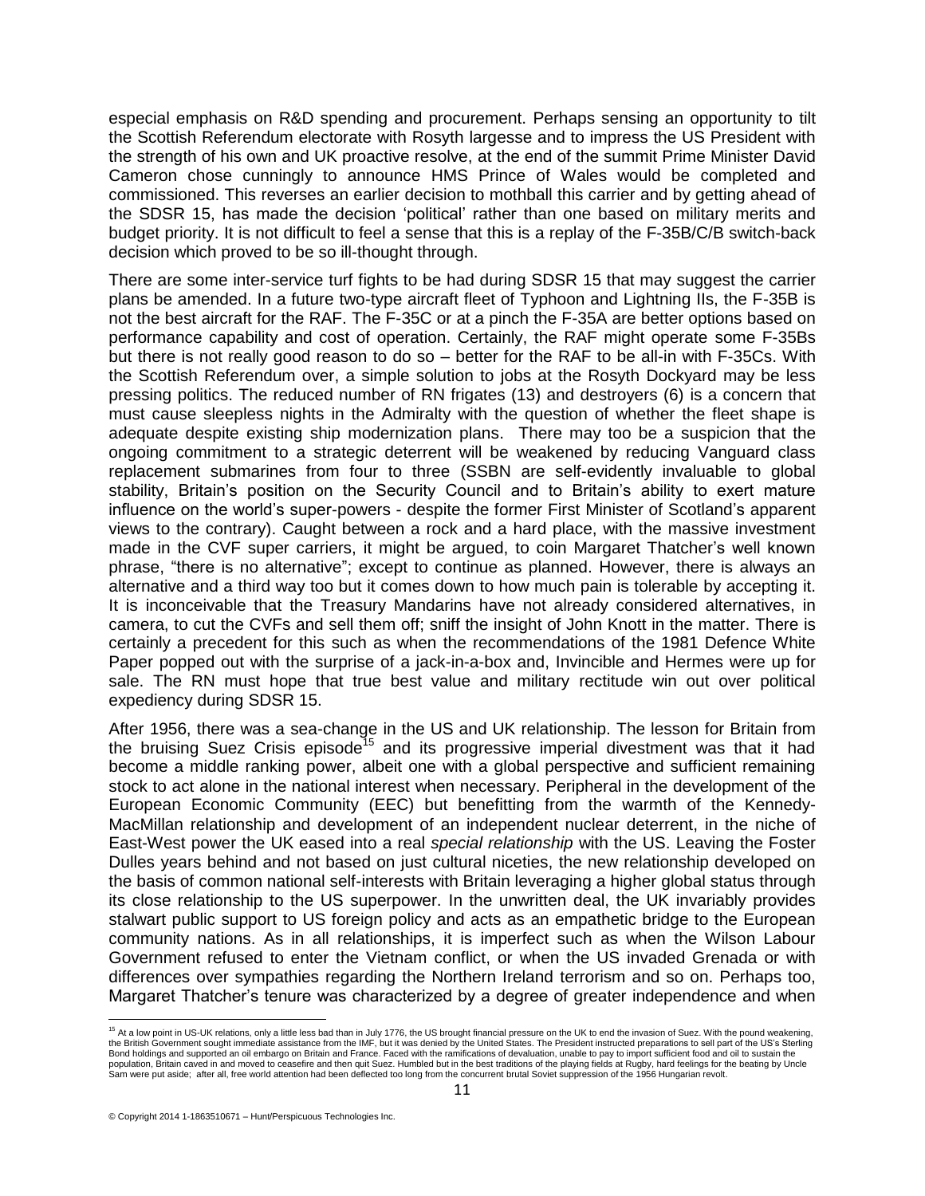especial emphasis on R&D spending and procurement. Perhaps sensing an opportunity to tilt the Scottish Referendum electorate with Rosyth largesse and to impress the US President with the strength of his own and UK proactive resolve, at the end of the summit Prime Minister David Cameron chose cunningly to announce HMS Prince of Wales would be completed and commissioned. This reverses an earlier decision to mothball this carrier and by getting ahead of the SDSR 15, has made the decision 'political' rather than one based on military merits and budget priority. It is not difficult to feel a sense that this is a replay of the F-35B/C/B switch-back decision which proved to be so ill-thought through.

There are some inter-service turf fights to be had during SDSR 15 that may suggest the carrier plans be amended. In a future two-type aircraft fleet of Typhoon and Lightning IIs, the F-35B is not the best aircraft for the RAF. The F-35C or at a pinch the F-35A are better options based on performance capability and cost of operation. Certainly, the RAF might operate some F-35Bs but there is not really good reason to do so – better for the RAF to be all-in with F-35Cs. With the Scottish Referendum over, a simple solution to jobs at the Rosyth Dockyard may be less pressing politics. The reduced number of RN frigates (13) and destroyers (6) is a concern that must cause sleepless nights in the Admiralty with the question of whether the fleet shape is adequate despite existing ship modernization plans. There may too be a suspicion that the ongoing commitment to a strategic deterrent will be weakened by reducing Vanguard class replacement submarines from four to three (SSBN are self-evidently invaluable to global stability, Britain's position on the Security Council and to Britain's ability to exert mature influence on the world's super-powers - despite the former First Minister of Scotland's apparent views to the contrary). Caught between a rock and a hard place, with the massive investment made in the CVF super carriers, it might be argued, to coin Margaret Thatcher's well known phrase, "there is no alternative"; except to continue as planned. However, there is always an alternative and a third way too but it comes down to how much pain is tolerable by accepting it. It is inconceivable that the Treasury Mandarins have not already considered alternatives, in camera, to cut the CVFs and sell them off; sniff the insight of John Knott in the matter. There is certainly a precedent for this such as when the recommendations of the 1981 Defence White Paper popped out with the surprise of a jack-in-a-box and, Invincible and Hermes were up for sale. The RN must hope that true best value and military rectitude win out over political expediency during SDSR 15.

After 1956, there was a sea-change in the US and UK relationship. The lesson for Britain from the bruising Suez Crisis episode[15] and its progressive imperial divestment was that it had become a middle ranking power, albeit one with a global perspective and sufficient remaining stock to act alone in the national interest when necessary. Peripheral in the development of the European Economic Community (EEC) but benefitting from the warmth of the Kennedy-MacMillan relationship and development of an independent nuclear deterrent, in the niche of East-West power the UK eased into a real *special relationship* with the US. Leaving the Foster Dulles years behind and not based on just cultural niceties, the new relationship developed on the basis of common national self-interests with Britain leveraging a higher global status through its close relationship to the US superpower. In the unwritten deal, the UK invariably provides stalwart public support to US foreign policy and acts as an empathetic bridge to the European community nations. As in all relationships, it is imperfect such as when the Wilson Labour Government refused to enter the Vietnam conflict, or when the US invaded Grenada or with differences over sympathies regarding the Northern Ireland terrorism and so on. Perhaps too, Margaret Thatcher's tenure was characterized by a degree of greater independence and when

[15] At a low point in US-UK relations, only a little less bad than in July 1776, the US brought financial pressure on the UK to end the invasion of Suez. With the pound weakening, the British Government sought immediate assistance from the IMF, but it was denied by the United States. The President instructed preparations to sell part of the US's Sterling Bond holdings and supported an oil embargo on Britain and France. Faced with the ramifications of devaluation, unable to pay to import sufficient food and oil to sustain the population, Britain caved in and moved to ceasefire and then quit Suez. Humbled but in the best traditions of the playing fields at Rugby, hard feelings for the beating by Uncle Sam were put aside; after all, free world attention had been deflected too long from the concurrent brutal Soviet suppression of the 1956 Hungarian revolt.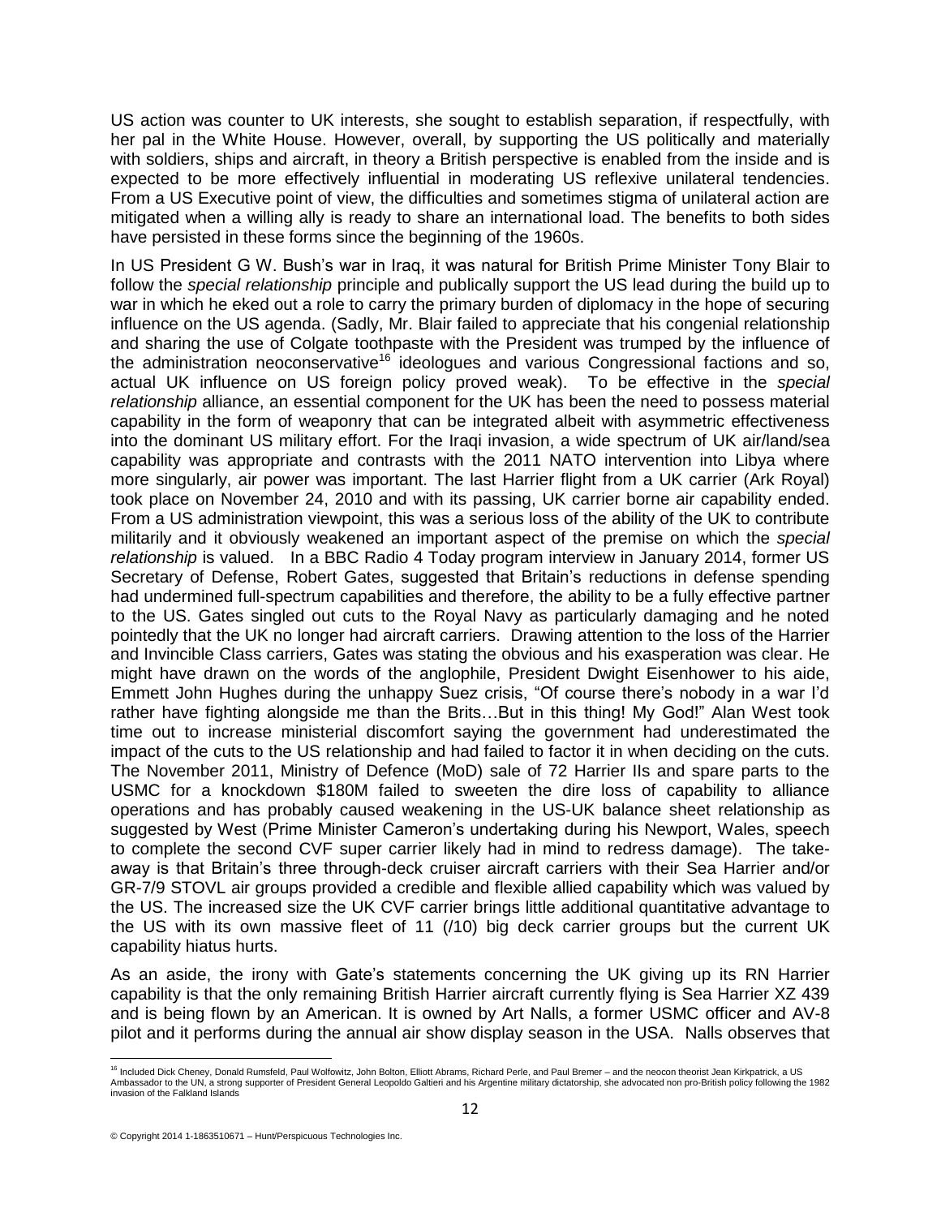US action was counter to UK interests, she sought to establish separation, if respectfully, with her pal in the White House. However, overall, by supporting the US politically and materially with soldiers, ships and aircraft, in theory a British perspective is enabled from the inside and is expected to be more effectively influential in moderating US reflexive unilateral tendencies. From a US Executive point of view, the difficulties and sometimes stigma of unilateral action are mitigated when a willing ally is ready to share an international load. The benefits to both sides have persisted in these forms since the beginning of the 1960s.

In US President G W. Bush's war in Iraq, it was natural for British Prime Minister Tony Blair to follow the *special relationship* principle and publically support the US lead during the build up to war in which he eked out a role to carry the primary burden of diplomacy in the hope of securing influence on the US agenda. (Sadly, Mr. Blair failed to appreciate that his congenial relationship and sharing the use of Colgate toothpaste with the President was trumped by the influence of the administration neoconservative[16] ideologues and various Congressional factions and so, actual UK influence on US foreign policy proved weak). To be effective in the *special relationship* alliance, an essential component for the UK has been the need to possess material capability in the form of weaponry that can be integrated albeit with asymmetric effectiveness into the dominant US military effort. For the Iraqi invasion, a wide spectrum of UK air/land/sea capability was appropriate and contrasts with the 2011 NATO intervention into Libya where more singularly, air power was important. The last Harrier flight from a UK carrier (Ark Royal) took place on November 24, 2010 and with its passing, UK carrier borne air capability ended. From a US administration viewpoint, this was a serious loss of the ability of the UK to contribute militarily and it obviously weakened an important aspect of the premise on which the *special relationship* is valued. In a BBC Radio 4 Today program interview in January 2014, former US Secretary of Defense, Robert Gates, suggested that Britain's reductions in defense spending had undermined full-spectrum capabilities and therefore, the ability to be a fully effective partner to the US. Gates singled out cuts to the Royal Navy as particularly damaging and he noted pointedly that the UK no longer had aircraft carriers. Drawing attention to the loss of the Harrier and Invincible Class carriers, Gates was stating the obvious and his exasperation was clear. He might have drawn on the words of the anglophile, President Dwight Eisenhower to his aide, Emmett John Hughes during the unhappy Suez crisis, "Of course there's nobody in a war I'd rather have fighting alongside me than the Brits…But in this thing! My God!" Alan West took time out to increase ministerial discomfort saying the government had underestimated the impact of the cuts to the US relationship and had failed to factor it in when deciding on the cuts. The November 2011, Ministry of Defence (MoD) sale of 72 Harrier IIs and spare parts to the USMC for a knockdown $180M failed to sweeten the dire loss of capability to alliance operations and has probably caused weakening in the US-UK balance sheet relationship as suggested by West (Prime Minister Cameron's undertaking during his Newport, Wales, speech to complete the second CVF super carrier likely had in mind to redress damage). The take-away is that Britain's three through-deck cruiser aircraft carriers with their Sea Harrier and/or GR-7/9 STOVL air groups provided a credible and flexible allied capability which was valued by the US. The increased size the UK CVF carrier brings little additional quantitative advantage to the US with its own massive fleet of 11 (/10) big deck carrier groups but the current UK capability hiatus hurts.

As an aside, the irony with Gate's statements concerning the UK giving up its RN Harrier capability is that the only remaining British Harrier aircraft currently flying is Sea Harrier XZ 439 and is being flown by an American. It is owned by Art Nalls, a former USMC officer and AV-8 pilot and it performs during the annual air show display season in the USA. Nalls observes that

---

[16] Included Dick Cheney, Donald Rumsfeld, Paul Wolfowitz, John Bolton, Elliott Abrams, Richard Perle, and Paul Bremer – and the neocon theorist Jean Kirkpatrick, a US Ambassador to the UN, a strong supporter of President General Leopoldo Galtieri and his Argentine military dictatorship, she advocated non pro-British policy following the 1982 invasion of the Falkland Islands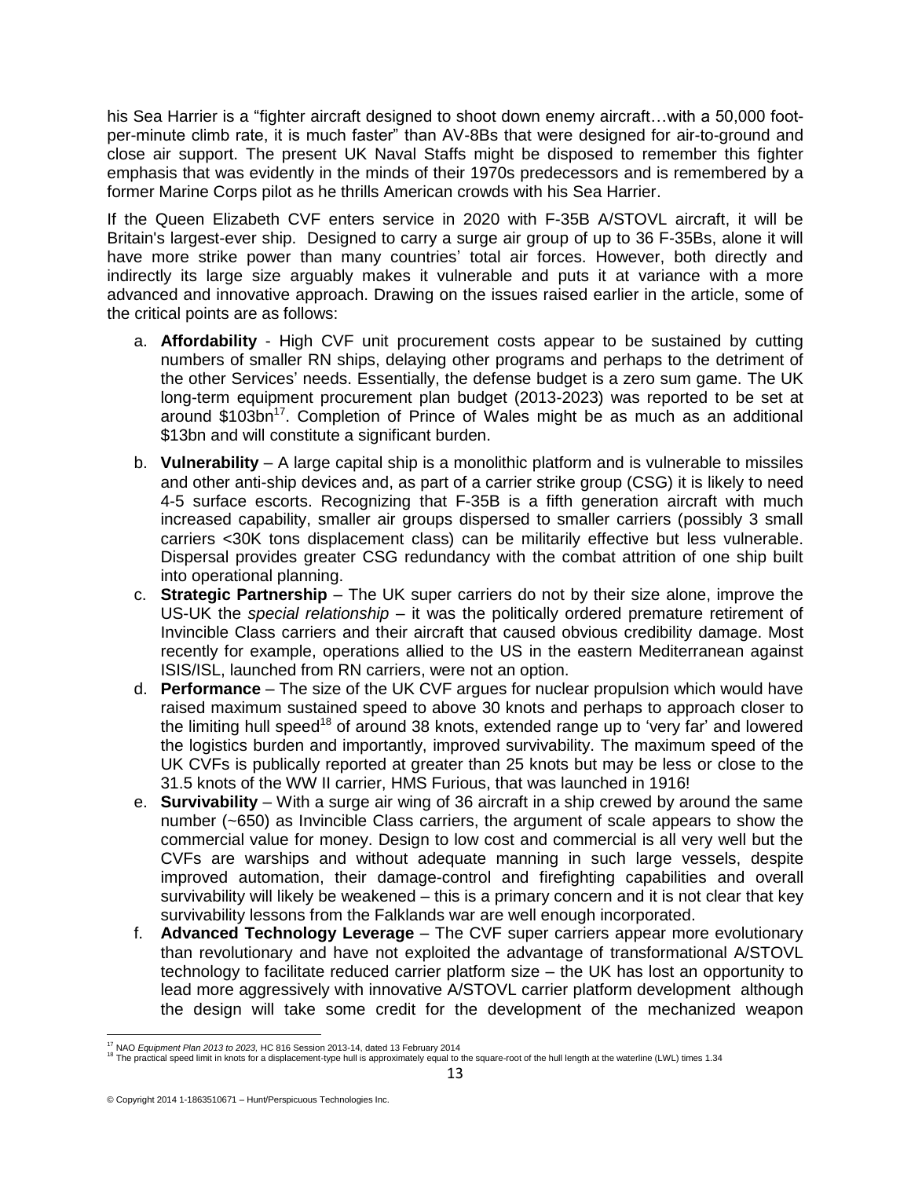his Sea Harrier is a "fighter aircraft designed to shoot down enemy aircraft…with a 50,000 foot-per-minute climb rate, it is much faster" than AV-8Bs that were designed for air-to-ground and close air support. The present UK Naval Staffs might be disposed to remember this fighter emphasis that was evidently in the minds of their 1970s predecessors and is remembered by a former Marine Corps pilot as he thrills American crowds with his Sea Harrier.

If the Queen Elizabeth CVF enters service in 2020 with F-35B A/STOVL aircraft, it will be Britain's largest-ever ship. Designed to carry a surge air group of up to 36 F-35Bs, alone it will have more strike power than many countries' total air forces. However, both directly and indirectly its large size arguably makes it vulnerable and puts it at variance with a more advanced and innovative approach. Drawing on the issues raised earlier in the article, some of the critical points are as follows:

a. **Affordability** - High CVF unit procurement costs appear to be sustained by cutting numbers of smaller RN ships, delaying other programs and perhaps to the detriment of the other Services' needs. Essentially, the defense budget is a zero sum game. The UK long-term equipment procurement plan budget (2013-2023) was reported to be set at around $103bn[17]. Completion of Prince of Wales might be as much as an additional $13bn and will constitute a significant burden.
b. **Vulnerability** – A large capital ship is a monolithic platform and is vulnerable to missiles and other anti-ship devices and, as part of a carrier strike group (CSG) it is likely to need 4-5 surface escorts. Recognizing that F-35B is a fifth generation aircraft with much increased capability, smaller air groups dispersed to smaller carriers (possibly 3 small carriers <30K tons displacement class) can be militarily effective but less vulnerable. Dispersal provides greater CSG redundancy with the combat attrition of one ship built into operational planning.
c. **Strategic Partnership** – The UK super carriers do not by their size alone, improve the US-UK the *special relationship* – it was the politically ordered premature retirement of Invincible Class carriers and their aircraft that caused obvious credibility damage. Most recently for example, operations allied to the US in the eastern Mediterranean against ISIS/ISL, launched from RN carriers, were not an option.
d. **Performance** – The size of the UK CVF argues for nuclear propulsion which would have raised maximum sustained speed to above 30 knots and perhaps to approach closer to the limiting hull speed[18] of around 38 knots, extended range up to 'very far' and lowered the logistics burden and importantly, improved survivability. The maximum speed of the UK CVFs is publically reported at greater than 25 knots but may be less or close to the 31.5 knots of the WW II carrier, HMS Furious, that was launched in 1916!
e. **Survivability** – With a surge air wing of 36 aircraft in a ship crewed by around the same number (~650) as Invincible Class carriers, the argument of scale appears to show the commercial value for money. Design to low cost and commercial is all very well but the CVFs are warships and without adequate manning in such large vessels, despite improved automation, their damage-control and firefighting capabilities and overall survivability will likely be weakened – this is a primary concern and it is not clear that key survivability lessons from the Falklands war are well enough incorporated.
f. **Advanced Technology Leverage** – The CVF super carriers appear more evolutionary than revolutionary and have not exploited the advantage of transformational A/STOVL technology to facilitate reduced carrier platform size – the UK has lost an opportunity to lead more aggressively with innovative A/STOVL carrier platform development although the design will take some credit for the development of the mechanized weapon

---

[17] NAO *Equipment Plan 2013 to 2023,* HC 816 Session 2013-14, dated 13 February 2014

[18] The practical speed limit in knots for a displacement-type hull is approximately equal to the square-root of the hull length at the waterline (LWL) times 1.34

© Copyright 2014 1-1863510671 – Hunt/Perspicuous Technologies Inc.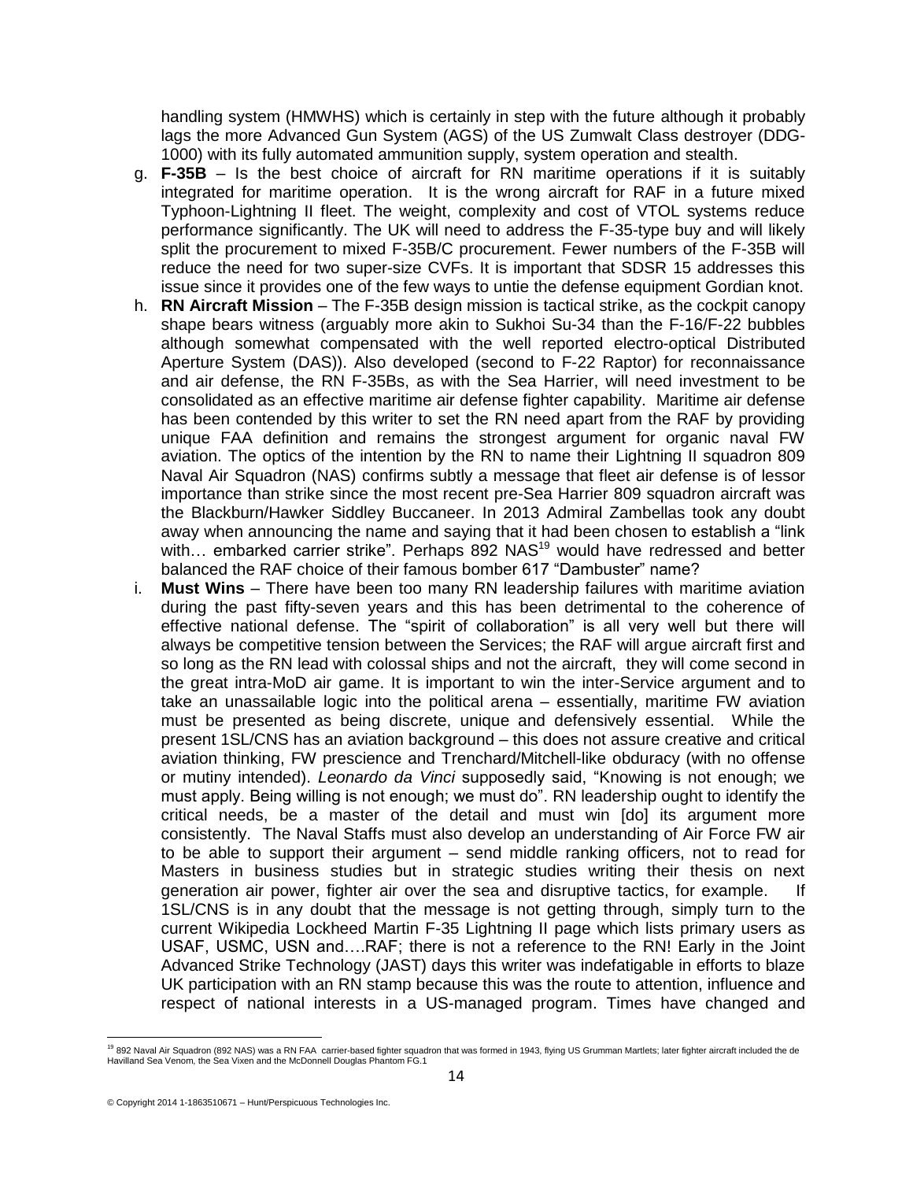handling system (HMWHS) which is certainly in step with the future although it probably lags the more Advanced Gun System (AGS) of the US Zumwalt Class destroyer (DDG-1000) with its fully automated ammunition supply, system operation and stealth.

g. **F-35B** – Is the best choice of aircraft for RN maritime operations if it is suitably integrated for maritime operation. It is the wrong aircraft for RAF in a future mixed Typhoon-Lightning II fleet. The weight, complexity and cost of VTOL systems reduce performance significantly. The UK will need to address the F-35-type buy and will likely split the procurement to mixed F-35B/C procurement. Fewer numbers of the F-35B will reduce the need for two super-size CVFs. It is important that SDSR 15 addresses this issue since it provides one of the few ways to untie the defense equipment Gordian knot.

h. **RN Aircraft Mission** – The F-35B design mission is tactical strike, as the cockpit canopy shape bears witness (arguably more akin to Sukhoi Su-34 than the F-16/F-22 bubbles although somewhat compensated with the well reported electro-optical Distributed Aperture System (DAS)). Also developed (second to F-22 Raptor) for reconnaissance and air defense, the RN F-35Bs, as with the Sea Harrier, will need investment to be consolidated as an effective maritime air defense fighter capability. Maritime air defense has been contended by this writer to set the RN need apart from the RAF by providing unique FAA definition and remains the strongest argument for organic naval FW aviation. The optics of the intention by the RN to name their Lightning II squadron 809 Naval Air Squadron (NAS) confirms subtly a message that fleet air defense is of lessor importance than strike since the most recent pre-Sea Harrier 809 squadron aircraft was the Blackburn/Hawker Siddley Buccaneer. In 2013 Admiral Zambellas took any doubt away when announcing the name and saying that it had been chosen to establish a "link with… embarked carrier strike". Perhaps 892 NAS[19] would have redressed and better balanced the RAF choice of their famous bomber 617 "Dambuster" name?

i. **Must Wins** – There have been too many RN leadership failures with maritime aviation during the past fifty-seven years and this has been detrimental to the coherence of effective national defense. The "spirit of collaboration" is all very well but there will always be competitive tension between the Services; the RAF will argue aircraft first and so long as the RN lead with colossal ships and not the aircraft, they will come second in the great intra-MoD air game. It is important to win the inter-Service argument and to take an unassailable logic into the political arena – essentially, maritime FW aviation must be presented as being discrete, unique and defensively essential. While the present 1SL/CNS has an aviation background – this does not assure creative and critical aviation thinking, FW prescience and Trenchard/Mitchell-like obduracy (with no offense or mutiny intended). *Leonardo da Vinci* supposedly said, "Knowing is not enough; we must apply. Being willing is not enough; we must do". RN leadership ought to identify the critical needs, be a master of the detail and must win [do] its argument more consistently. The Naval Staffs must also develop an understanding of Air Force FW air to be able to support their argument – send middle ranking officers, not to read for Masters in business studies but in strategic studies writing their thesis on next generation air power, fighter air over the sea and disruptive tactics, for example. If 1SL/CNS is in any doubt that the message is not getting through, simply turn to the current Wikipedia Lockheed Martin F-35 Lightning II page which lists primary users as USAF, USMC, USN and….RAF; there is not a reference to the RN! Early in the Joint Advanced Strike Technology (JAST) days this writer was indefatigable in efforts to blaze UK participation with an RN stamp because this was the route to attention, influence and respect of national interests in a US-managed program. Times have changed and

[19] 892 Naval Air Squadron (892 NAS) was a RN FAA carrier-based fighter squadron that was formed in 1943, flying US Grumman Martlets; later fighter aircraft included the de Havilland Sea Venom, the Sea Vixen and the McDonnell Douglas Phantom FG.1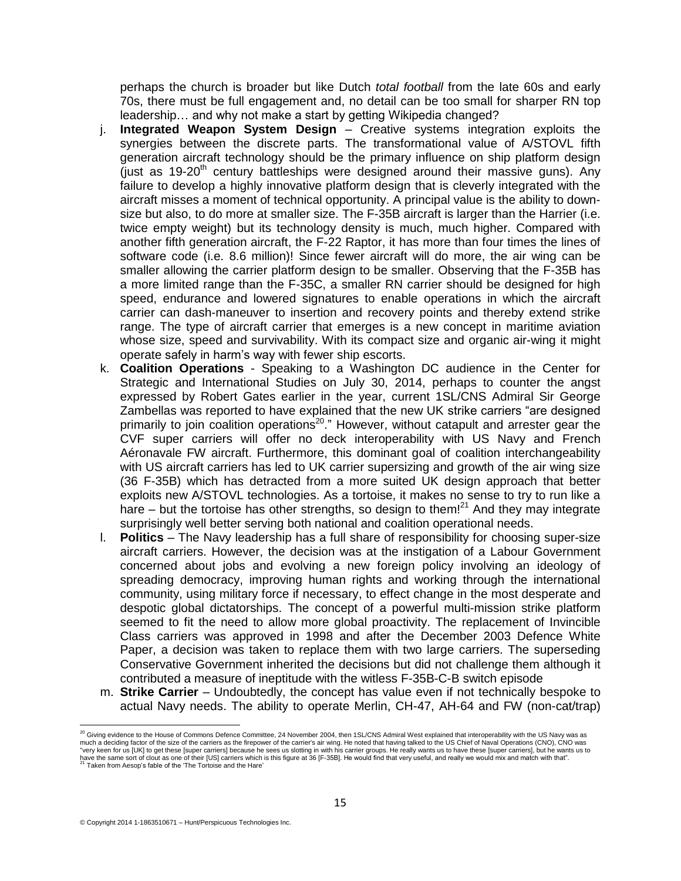perhaps the church is broader but like Dutch *total football* from the late 60s and early 70s, there must be full engagement and, no detail can be too small for sharper RN top leadership… and why not make a start by getting Wikipedia changed?

j. **Integrated Weapon System Design** – Creative systems integration exploits the synergies between the discrete parts. The transformational value of A/STOVL fifth generation aircraft technology should be the primary influence on ship platform design (just as 19-20th century battleships were designed around their massive guns). Any failure to develop a highly innovative platform design that is cleverly integrated with the aircraft misses a moment of technical opportunity. A principal value is the ability to down-size but also, to do more at smaller size. The F-35B aircraft is larger than the Harrier (i.e. twice empty weight) but its technology density is much, much higher. Compared with another fifth generation aircraft, the F-22 Raptor, it has more than four times the lines of software code (i.e. 8.6 million)! Since fewer aircraft will do more, the air wing can be smaller allowing the carrier platform design to be smaller. Observing that the F-35B has a more limited range than the F-35C, a smaller RN carrier should be designed for high speed, endurance and lowered signatures to enable operations in which the aircraft carrier can dash-maneuver to insertion and recovery points and thereby extend strike range. The type of aircraft carrier that emerges is a new concept in maritime aviation whose size, speed and survivability. With its compact size and organic air-wing it might operate safely in harm's way with fewer ship escorts.

k. **Coalition Operations** - Speaking to a Washington DC audience in the Center for Strategic and International Studies on July 30, 2014, perhaps to counter the angst expressed by Robert Gates earlier in the year, current 1SL/CNS Admiral Sir George Zambellas was reported to have explained that the new UK strike carriers "are designed primarily to join coalition operations[20]." However, without catapult and arrester gear the CVF super carriers will offer no deck interoperability with US Navy and French Aéronavale FW aircraft. Furthermore, this dominant goal of coalition interchangeability with US aircraft carriers has led to UK carrier supersizing and growth of the air wing size (36 F-35B) which has detracted from a more suited UK design approach that better exploits new A/STOVL technologies. As a tortoise, it makes no sense to try to run like a hare – but the tortoise has other strengths, so design to them![21] And they may integrate surprisingly well better serving both national and coalition operational needs.

l. **Politics** – The Navy leadership has a full share of responsibility for choosing super-size aircraft carriers. However, the decision was at the instigation of a Labour Government concerned about jobs and evolving a new foreign policy involving an ideology of spreading democracy, improving human rights and working through the international community, using military force if necessary, to effect change in the most desperate and despotic global dictatorships. The concept of a powerful multi-mission strike platform seemed to fit the need to allow more global proactivity. The replacement of Invincible Class carriers was approved in 1998 and after the December 2003 Defence White Paper, a decision was taken to replace them with two large carriers. The superseding Conservative Government inherited the decisions but did not challenge them although it contributed a measure of ineptitude with the witless F-35B-C-B switch episode

m. **Strike Carrier** – Undoubtedly, the concept has value even if not technically bespoke to actual Navy needs. The ability to operate Merlin, CH-47, AH-64 and FW (non-cat/trap)

---

[20] Giving evidence to the House of Commons Defence Committee, 24 November 2004, then 1SL/CNS Admiral West explained that interoperability with the US Navy was as much a deciding factor of the size of the carriers as the firepower of the carrier's air wing. He noted that having talked to the US Chief of Naval Operations (CNO), CNO was "very keen for us [UK] to get these [super carriers] because he sees us slotting in with his carrier groups. He really wants us to have these [super carriers], but he wants us to have the same sort of clout as one of their [US] carriers which is this figure at 36 [F-35B]. He would find that very useful, and really we would mix and match with that".

[21] Taken from Aesop's fable of the 'The Tortoise and the Hare'

© Copyright 2014 1-1863510671 – Hunt/Perspicuous Technologies Inc.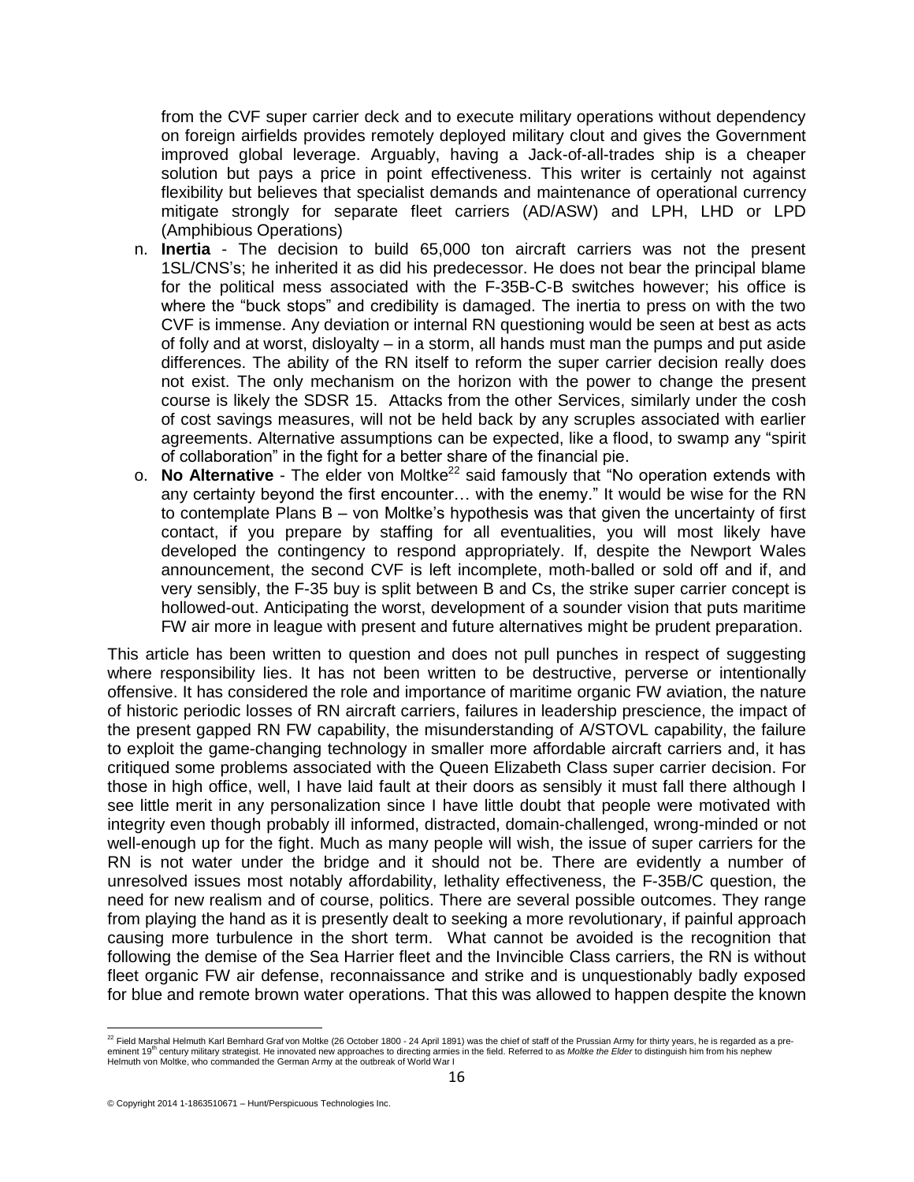from the CVF super carrier deck and to execute military operations without dependency on foreign airfields provides remotely deployed military clout and gives the Government improved global leverage. Arguably, having a Jack-of-all-trades ship is a cheaper solution but pays a price in point effectiveness. This writer is certainly not against flexibility but believes that specialist demands and maintenance of operational currency mitigate strongly for separate fleet carriers (AD/ASW) and LPH, LHD or LPD (Amphibious Operations)

n. **Inertia** - The decision to build 65,000 ton aircraft carriers was not the present 1SL/CNS's; he inherited it as did his predecessor. He does not bear the principal blame for the political mess associated with the F-35B-C-B switches however; his office is where the "buck stops" and credibility is damaged. The inertia to press on with the two CVF is immense. Any deviation or internal RN questioning would be seen at best as acts of folly and at worst, disloyalty – in a storm, all hands must man the pumps and put aside differences. The ability of the RN itself to reform the super carrier decision really does not exist. The only mechanism on the horizon with the power to change the present course is likely the SDSR 15. Attacks from the other Services, similarly under the cosh of cost savings measures, will not be held back by any scruples associated with earlier agreements. Alternative assumptions can be expected, like a flood, to swamp any "spirit of collaboration" in the fight for a better share of the financial pie.

o. **No Alternative** - The elder von Moltke[22] said famously that "No operation extends with any certainty beyond the first encounter… with the enemy." It would be wise for the RN to contemplate Plans B – von Moltke's hypothesis was that given the uncertainty of first contact, if you prepare by staffing for all eventualities, you will most likely have developed the contingency to respond appropriately. If, despite the Newport Wales announcement, the second CVF is left incomplete, moth-balled or sold off and if, and very sensibly, the F-35 buy is split between B and Cs, the strike super carrier concept is hollowed-out. Anticipating the worst, development of a sounder vision that puts maritime FW air more in league with present and future alternatives might be prudent preparation.

This article has been written to question and does not pull punches in respect of suggesting where responsibility lies. It has not been written to be destructive, perverse or intentionally offensive. It has considered the role and importance of maritime organic FW aviation, the nature of historic periodic losses of RN aircraft carriers, failures in leadership prescience, the impact of the present gapped RN FW capability, the misunderstanding of A/STOVL capability, the failure to exploit the game-changing technology in smaller more affordable aircraft carriers and, it has critiqued some problems associated with the Queen Elizabeth Class super carrier decision. For those in high office, well, I have laid fault at their doors as sensibly it must fall there although I see little merit in any personalization since I have little doubt that people were motivated with integrity even though probably ill informed, distracted, domain-challenged, wrong-minded or not well-enough up for the fight. Much as many people will wish, the issue of super carriers for the RN is not water under the bridge and it should not be. There are evidently a number of unresolved issues most notably affordability, lethality effectiveness, the F-35B/C question, the need for new realism and of course, politics. There are several possible outcomes. They range from playing the hand as it is presently dealt to seeking a more revolutionary, if painful approach causing more turbulence in the short term. What cannot be avoided is the recognition that following the demise of the Sea Harrier fleet and the Invincible Class carriers, the RN is without fleet organic FW air defense, reconnaissance and strike and is unquestionably badly exposed for blue and remote brown water operations. That this was allowed to happen despite the known

[22] Field Marshal Helmuth Karl Bernhard Graf von Moltke (26 October 1800 - 24 April 1891) was the chief of staff of the Prussian Army for thirty years, he is regarded as a pre-eminent 19th century military strategist. He innovated new approaches to directing armies in the field. Referred to as *Moltke the Elder* to distinguish him from his nephew Helmuth von Moltke, who commanded the German Army at the outbreak of World War I

© Copyright 2014 1-1863510671 – Hunt/Perspicuous Technologies Inc.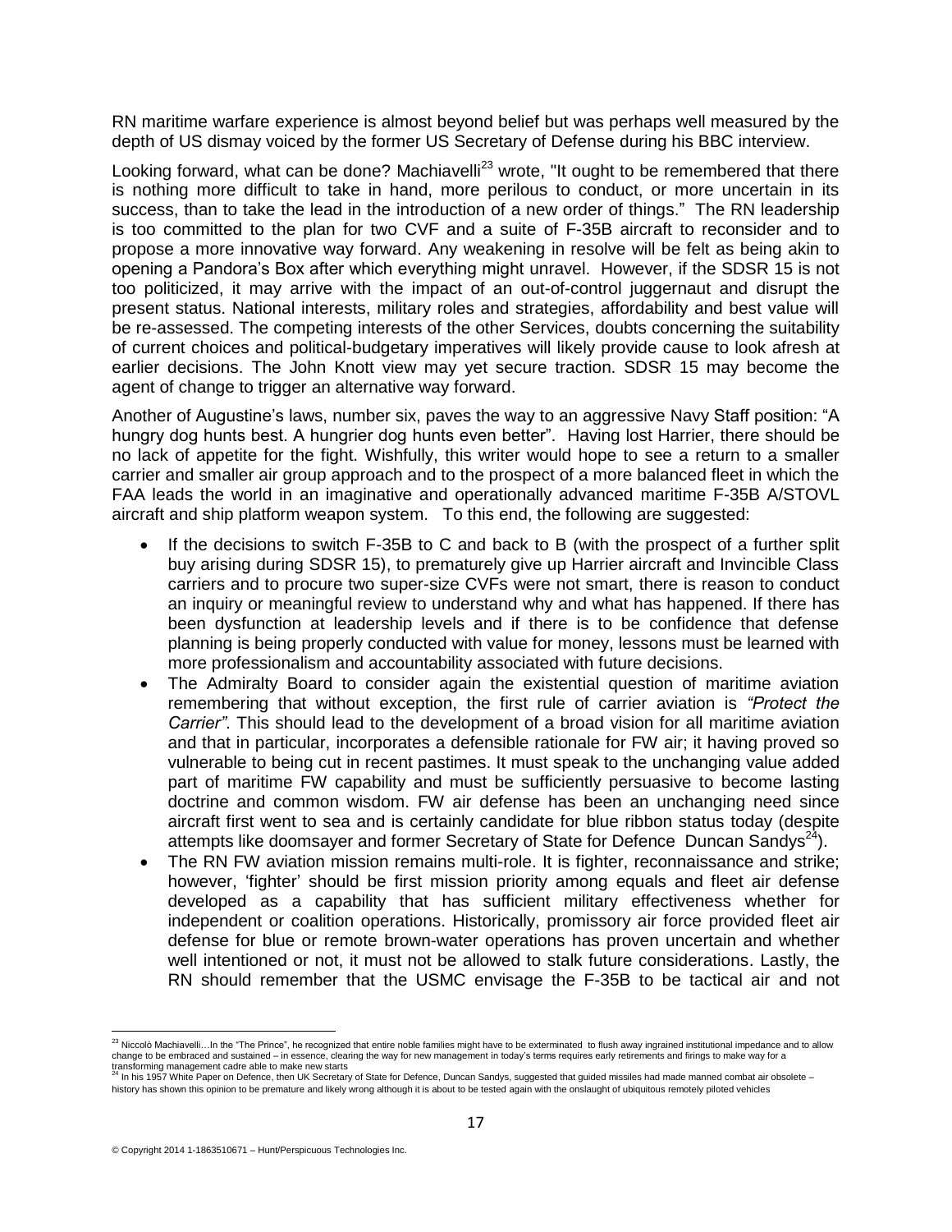RN maritime warfare experience is almost beyond belief but was perhaps well measured by the depth of US dismay voiced by the former US Secretary of Defense during his BBC interview.

Looking forward, what can be done? Machiavelli[23] wrote, "It ought to be remembered that there is nothing more difficult to take in hand, more perilous to conduct, or more uncertain in its success, than to take the lead in the introduction of a new order of things." The RN leadership is too committed to the plan for two CVF and a suite of F-35B aircraft to reconsider and to propose a more innovative way forward. Any weakening in resolve will be felt as being akin to opening a Pandora's Box after which everything might unravel. However, if the SDSR 15 is not too politicized, it may arrive with the impact of an out-of-control juggernaut and disrupt the present status. National interests, military roles and strategies, affordability and best value will be re-assessed. The competing interests of the other Services, doubts concerning the suitability of current choices and political-budgetary imperatives will likely provide cause to look afresh at earlier decisions. The John Knott view may yet secure traction. SDSR 15 may become the agent of change to trigger an alternative way forward.

Another of Augustine's laws, number six, paves the way to an aggressive Navy Staff position: "A hungry dog hunts best. A hungrier dog hunts even better". Having lost Harrier, there should be no lack of appetite for the fight. Wishfully, this writer would hope to see a return to a smaller carrier and smaller air group approach and to the prospect of a more balanced fleet in which the FAA leads the world in an imaginative and operationally advanced maritime F-35B A/STOVL aircraft and ship platform weapon system. To this end, the following are suggested:

- If the decisions to switch F-35B to C and back to B (with the prospect of a further split buy arising during SDSR 15), to prematurely give up Harrier aircraft and Invincible Class carriers and to procure two super-size CVFs were not smart, there is reason to conduct an inquiry or meaningful review to understand why and what has happened. If there has been dysfunction at leadership levels and if there is to be confidence that defense planning is being properly conducted with value for money, lessons must be learned with more professionalism and accountability associated with future decisions.
- The Admiralty Board to consider again the existential question of maritime aviation remembering that without exception, the first rule of carrier aviation is *"Protect the Carrier"*. This should lead to the development of a broad vision for all maritime aviation and that in particular, incorporates a defensible rationale for FW air; it having proved so vulnerable to being cut in recent pastimes. It must speak to the unchanging value added part of maritime FW capability and must be sufficiently persuasive to become lasting doctrine and common wisdom. FW air defense has been an unchanging need since aircraft first went to sea and is certainly candidate for blue ribbon status today (despite attempts like doomsayer and former Secretary of State for Defence Duncan Sandys[24]).
- The RN FW aviation mission remains multi-role. It is fighter, reconnaissance and strike; however, 'fighter' should be first mission priority among equals and fleet air defense developed as a capability that has sufficient military effectiveness whether for independent or coalition operations. Historically, promissory air force provided fleet air defense for blue or remote brown-water operations has proven uncertain and whether well intentioned or not, it must not be allowed to stalk future considerations. Lastly, the RN should remember that the USMC envisage the F-35B to be tactical air and not

---

[23] Niccolò Machiavelli…In the "The Prince", he recognized that entire noble families might have to be exterminated to flush away ingrained institutional impedance and to allow change to be embraced and sustained – in essence, clearing the way for new management in today's terms requires early retirements and firings to make way for a transforming management cadre able to make new starts

[24] In his 1957 White Paper on Defence, then UK Secretary of State for Defence, Duncan Sandys, suggested that guided missiles had made manned combat air obsolete – history has shown this opinion to be premature and likely wrong although it is about to be tested again with the onslaught of ubiquitous remotely piloted vehicles

© Copyright 2014 1-1863510671 – Hunt/Perspicuous Technologies Inc.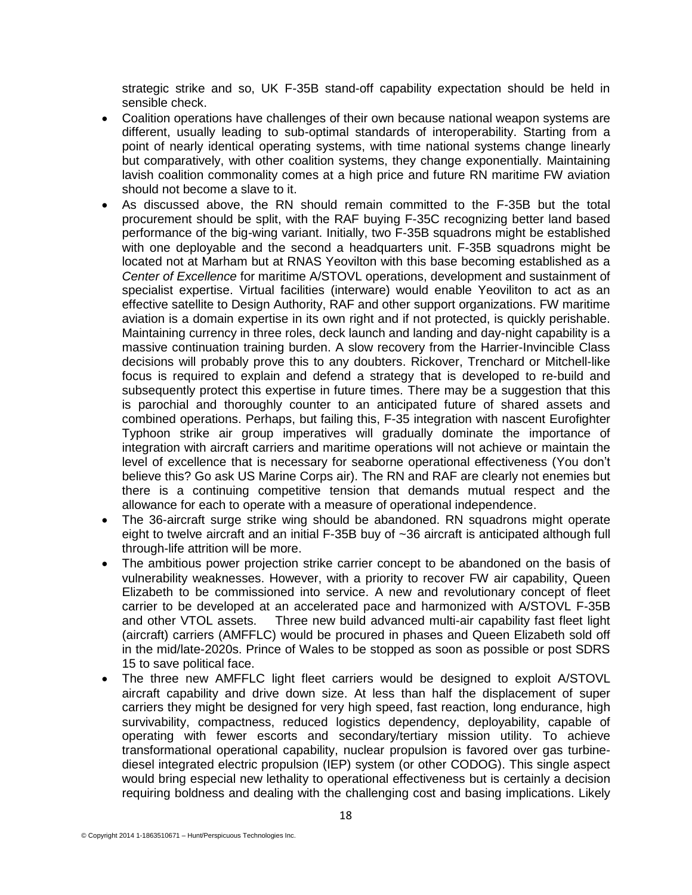strategic strike and so, UK F-35B stand-off capability expectation should be held in sensible check.

- Coalition operations have challenges of their own because national weapon systems are different, usually leading to sub-optimal standards of interoperability. Starting from a point of nearly identical operating systems, with time national systems change linearly but comparatively, with other coalition systems, they change exponentially. Maintaining lavish coalition commonality comes at a high price and future RN maritime FW aviation should not become a slave to it.
- As discussed above, the RN should remain committed to the F-35B but the total procurement should be split, with the RAF buying F-35C recognizing better land based performance of the big-wing variant. Initially, two F-35B squadrons might be established with one deployable and the second a headquarters unit. F-35B squadrons might be located not at Marham but at RNAS Yeovilton with this base becoming established as a *Center of Excellence* for maritime A/STOVL operations, development and sustainment of specialist expertise. Virtual facilities (interware) would enable Yeoviliton to act as an effective satellite to Design Authority, RAF and other support organizations. FW maritime aviation is a domain expertise in its own right and if not protected, is quickly perishable. Maintaining currency in three roles, deck launch and landing and day-night capability is a massive continuation training burden. A slow recovery from the Harrier-Invincible Class decisions will probably prove this to any doubters. Rickover, Trenchard or Mitchell-like focus is required to explain and defend a strategy that is developed to re-build and subsequently protect this expertise in future times. There may be a suggestion that this is parochial and thoroughly counter to an anticipated future of shared assets and combined operations. Perhaps, but failing this, F-35 integration with nascent Eurofighter Typhoon strike air group imperatives will gradually dominate the importance of integration with aircraft carriers and maritime operations will not achieve or maintain the level of excellence that is necessary for seaborne operational effectiveness (You don't believe this? Go ask US Marine Corps air). The RN and RAF are clearly not enemies but there is a continuing competitive tension that demands mutual respect and the allowance for each to operate with a measure of operational independence.
- The 36-aircraft surge strike wing should be abandoned. RN squadrons might operate eight to twelve aircraft and an initial F-35B buy of ~36 aircraft is anticipated although full through-life attrition will be more.
- The ambitious power projection strike carrier concept to be abandoned on the basis of vulnerability weaknesses. However, with a priority to recover FW air capability, Queen Elizabeth to be commissioned into service. A new and revolutionary concept of fleet carrier to be developed at an accelerated pace and harmonized with A/STOVL F-35B and other VTOL assets. Three new build advanced multi-air capability fast fleet light (aircraft) carriers (AMFFLC) would be procured in phases and Queen Elizabeth sold off in the mid/late-2020s. Prince of Wales to be stopped as soon as possible or post SDRS 15 to save political face.
- The three new AMFFLC light fleet carriers would be designed to exploit A/STOVL aircraft capability and drive down size. At less than half the displacement of super carriers they might be designed for very high speed, fast reaction, long endurance, high survivability, compactness, reduced logistics dependency, deployability, capable of operating with fewer escorts and secondary/tertiary mission utility. To achieve transformational operational capability, nuclear propulsion is favored over gas turbine-diesel integrated electric propulsion (IEP) system (or other CODOG). This single aspect would bring especial new lethality to operational effectiveness but is certainly a decision requiring boldness and dealing with the challenging cost and basing implications. Likely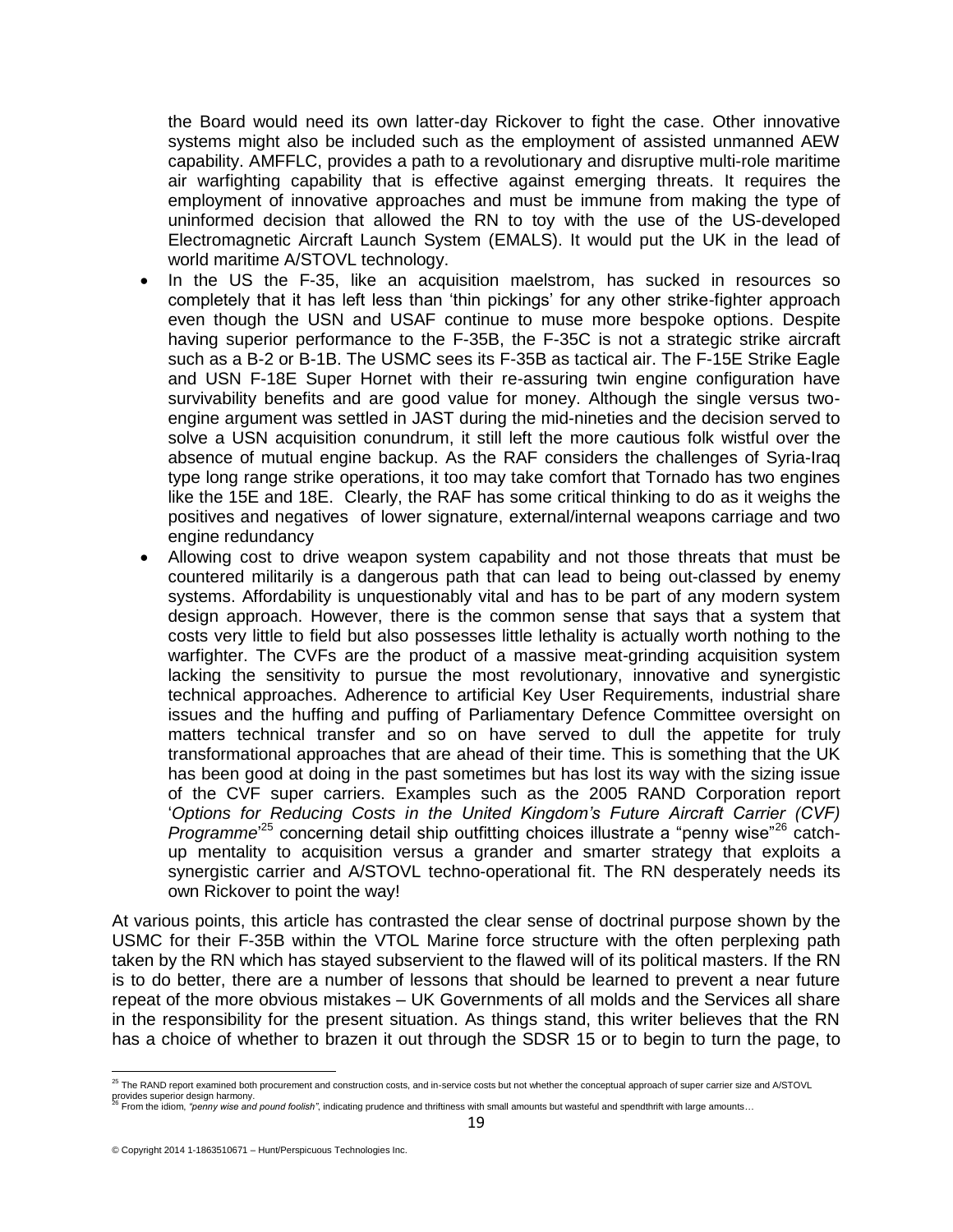the Board would need its own latter-day Rickover to fight the case. Other innovative systems might also be included such as the employment of assisted unmanned AEW capability. AMFFLC, provides a path to a revolutionary and disruptive multi-role maritime air warfighting capability that is effective against emerging threats. It requires the employment of innovative approaches and must be immune from making the type of uninformed decision that allowed the RN to toy with the use of the US-developed Electromagnetic Aircraft Launch System (EMALS). It would put the UK in the lead of world maritime A/STOVL technology.

- In the US the F-35, like an acquisition maelstrom, has sucked in resources so completely that it has left less than 'thin pickings' for any other strike-fighter approach even though the USN and USAF continue to muse more bespoke options. Despite having superior performance to the F-35B, the F-35C is not a strategic strike aircraft such as a B-2 or B-1B. The USMC sees its F-35B as tactical air. The F-15E Strike Eagle and USN F-18E Super Hornet with their re-assuring twin engine configuration have survivability benefits and are good value for money. Although the single versus two-engine argument was settled in JAST during the mid-nineties and the decision served to solve a USN acquisition conundrum, it still left the more cautious folk wistful over the absence of mutual engine backup. As the RAF considers the challenges of Syria-Iraq type long range strike operations, it too may take comfort that Tornado has two engines like the 15E and 18E. Clearly, the RAF has some critical thinking to do as it weighs the positives and negatives of lower signature, external/internal weapons carriage and two engine redundancy
- Allowing cost to drive weapon system capability and not those threats that must be countered militarily is a dangerous path that can lead to being out-classed by enemy systems. Affordability is unquestionably vital and has to be part of any modern system design approach. However, there is the common sense that says that a system that costs very little to field but also possesses little lethality is actually worth nothing to the warfighter. The CVFs are the product of a massive meat-grinding acquisition system lacking the sensitivity to pursue the most revolutionary, innovative and synergistic technical approaches. Adherence to artificial Key User Requirements, industrial share issues and the huffing and puffing of Parliamentary Defence Committee oversight on matters technical transfer and so on have served to dull the appetite for truly transformational approaches that are ahead of their time. This is something that the UK has been good at doing in the past sometimes but has lost its way with the sizing issue of the CVF super carriers. Examples such as the 2005 RAND Corporation report '*Options for Reducing Costs in the United Kingdom's Future Aircraft Carrier (CVF) Programme*'[25] concerning detail ship outfitting choices illustrate a "penny wise"[26] catch-up mentality to acquisition versus a grander and smarter strategy that exploits a synergistic carrier and A/STOVL techno-operational fit. The RN desperately needs its own Rickover to point the way!

At various points, this article has contrasted the clear sense of doctrinal purpose shown by the USMC for their F-35B within the VTOL Marine force structure with the often perplexing path taken by the RN which has stayed subservient to the flawed will of its political masters. If the RN is to do better, there are a number of lessons that should be learned to prevent a near future repeat of the more obvious mistakes – UK Governments of all molds and the Services all share in the responsibility for the present situation. As things stand, this writer believes that the RN has a choice of whether to brazen it out through the SDSR 15 or to begin to turn the page, to

[25] The RAND report examined both procurement and construction costs, and in-service costs but not whether the conceptual approach of super carrier size and A/STOVL provides superior design harmony.

[26] From the idiom, *"penny wise and pound foolish"*, indicating prudence and thriftiness with small amounts but wasteful and spendthrift with large amounts…

© Copyright 2014 1-1863510671 – Hunt/Perspicuous Technologies Inc.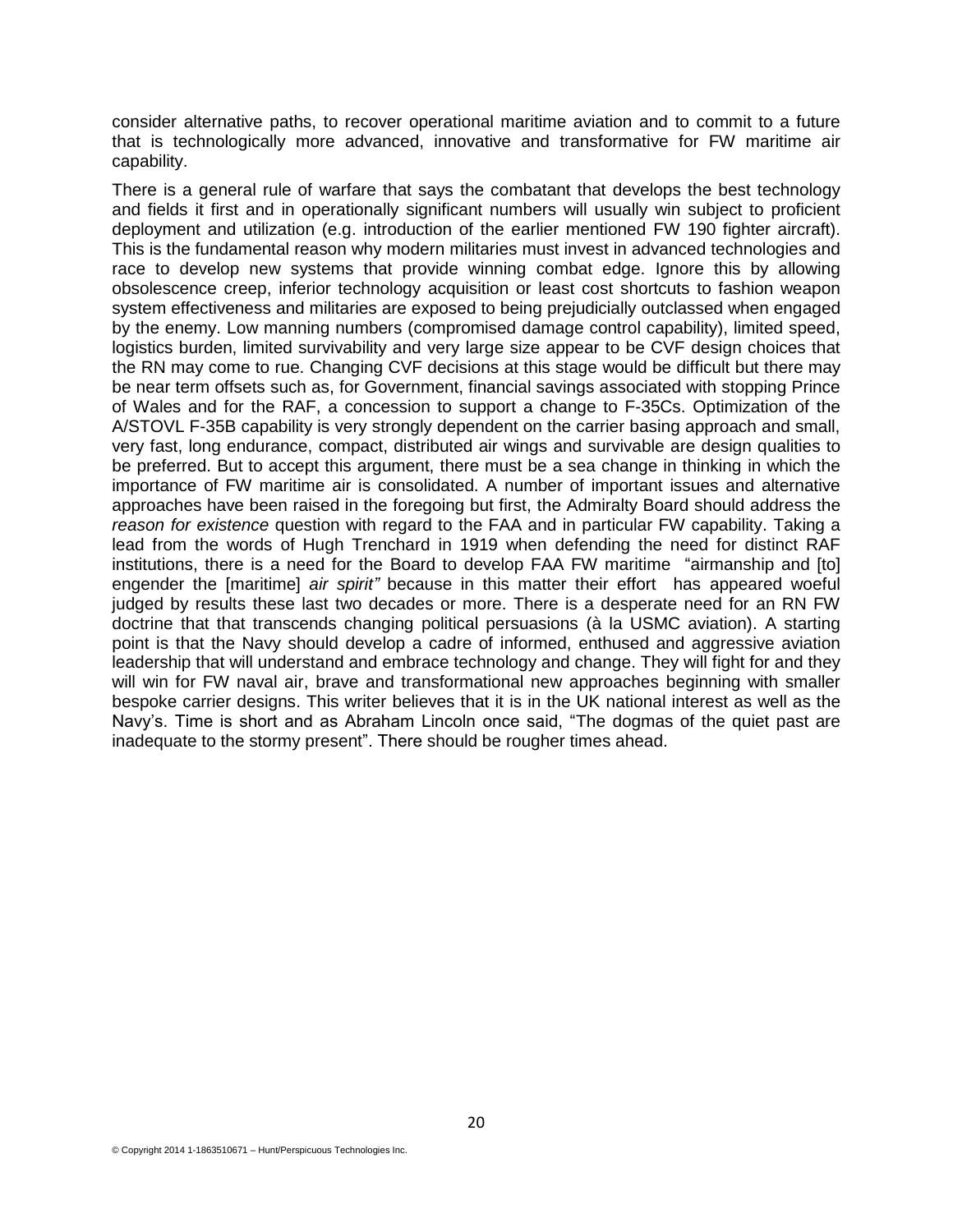consider alternative paths, to recover operational maritime aviation and to commit to a future that is technologically more advanced, innovative and transformative for FW maritime air capability.

There is a general rule of warfare that says the combatant that develops the best technology and fields it first and in operationally significant numbers will usually win subject to proficient deployment and utilization (e.g. introduction of the earlier mentioned FW 190 fighter aircraft). This is the fundamental reason why modern militaries must invest in advanced technologies and race to develop new systems that provide winning combat edge. Ignore this by allowing obsolescence creep, inferior technology acquisition or least cost shortcuts to fashion weapon system effectiveness and militaries are exposed to being prejudicially outclassed when engaged by the enemy. Low manning numbers (compromised damage control capability), limited speed, logistics burden, limited survivability and very large size appear to be CVF design choices that the RN may come to rue. Changing CVF decisions at this stage would be difficult but there may be near term offsets such as, for Government, financial savings associated with stopping Prince of Wales and for the RAF, a concession to support a change to F-35Cs. Optimization of the A/STOVL F-35B capability is very strongly dependent on the carrier basing approach and small, very fast, long endurance, compact, distributed air wings and survivable are design qualities to be preferred. But to accept this argument, there must be a sea change in thinking in which the importance of FW maritime air is consolidated. A number of important issues and alternative approaches have been raised in the foregoing but first, the Admiralty Board should address the *reason for existence* question with regard to the FAA and in particular FW capability. Taking a lead from the words of Hugh Trenchard in 1919 when defending the need for distinct RAF institutions, there is a need for the Board to develop FAA FW maritime "airmanship and [to] engender the [maritime] *air spirit"* because in this matter their effort has appeared woeful judged by results these last two decades or more. There is a desperate need for an RN FW doctrine that that transcends changing political persuasions (à la USMC aviation). A starting point is that the Navy should develop a cadre of informed, enthused and aggressive aviation leadership that will understand and embrace technology and change. They will fight for and they will win for FW naval air, brave and transformational new approaches beginning with smaller bespoke carrier designs. This writer believes that it is in the UK national interest as well as the Navy's. Time is short and as Abraham Lincoln once said, "The dogmas of the quiet past are inadequate to the stormy present". There should be rougher times ahead.

© Copyright 2014 1-1863510671 – Hunt/Perspicuous Technologies Inc.